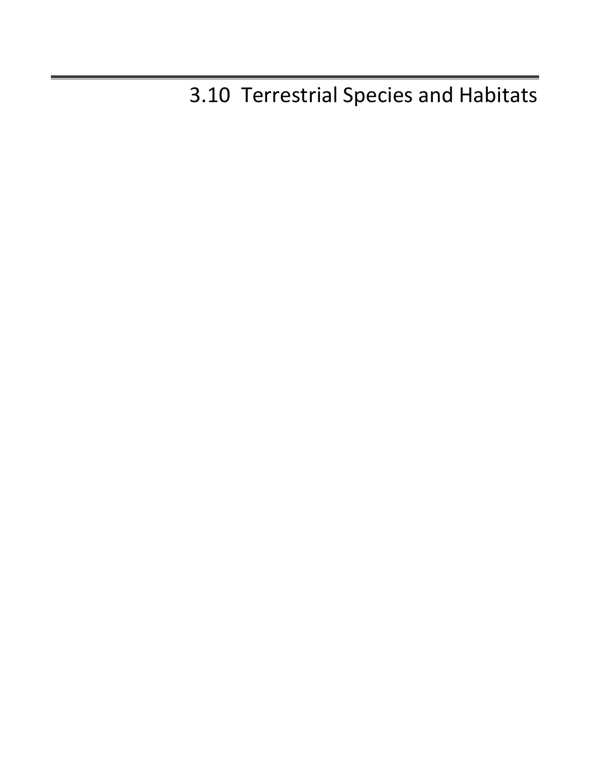# 3.10 Terrestrial Species and Habitats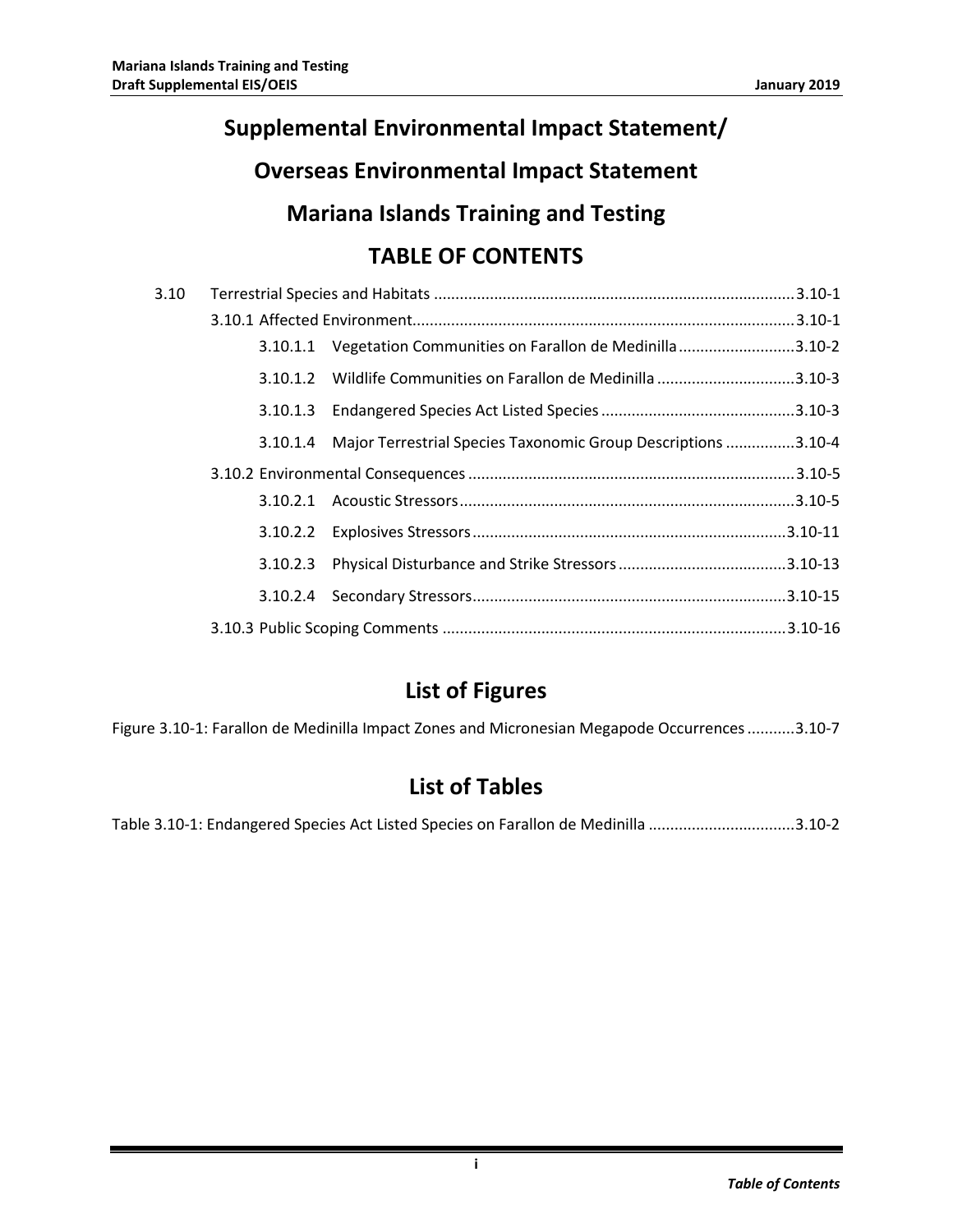# Supplemental Environmental Impact Statement/

# Overseas Environmental Impact Statement

# Mariana Islands Training and Testing

## TABLE OF CONTENTS

3.10 Terrestrial Species and Habitats ...................................................................................3.10-1

- 3.10.1 Affected Environment........................................................................................3.10-1
  - 3.10.1.1 Vegetation Communities on Farallon de Medinilla...........................3.10-2
  - 3.10.1.2 Wildlife Communities on Farallon de Medinilla ................................3.10-3
  - 3.10.1.3 Endangered Species Act Listed Species .............................................3.10-3
  - 3.10.1.4 Major Terrestrial Species Taxonomic Group Descriptions ................3.10-4
- 3.10.2 Environmental Consequences ...........................................................................3.10-5
  - 3.10.2.1 Acoustic Stressors..............................................................................3.10-5
  - 3.10.2.2 Explosives Stressors.........................................................................3.10-11
  - 3.10.2.3 Physical Disturbance and Strike Stressors.......................................3.10-13
  - 3.10.2.4 Secondary Stressors.........................................................................3.10-15
- 3.10.3 Public Scoping Comments ................................................................................3.10-16

## List of Figures

Figure 3.10-1: Farallon de Medinilla Impact Zones and Micronesian Megapode Occurrences...........3.10-7

## List of Tables

Table 3.10-1: Endangered Species Act Listed Species on Farallon de Medinilla ..................................3.10-2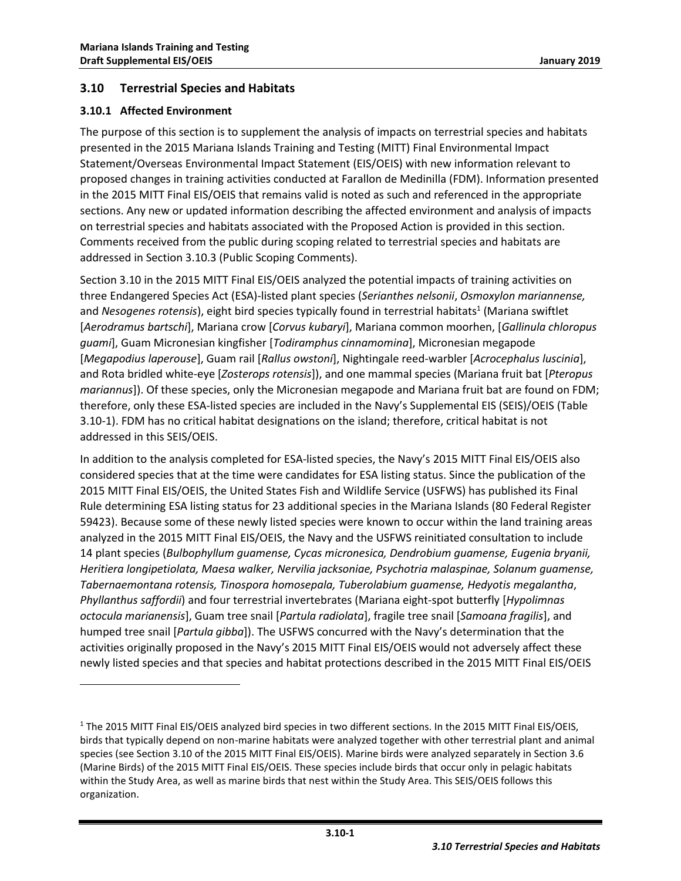## 3.10 Terrestrial Species and Habitats

### 3.10.1 Affected Environment

The purpose of this section is to supplement the analysis of impacts on terrestrial species and habitats presented in the 2015 Mariana Islands Training and Testing (MITT) Final Environmental Impact Statement/Overseas Environmental Impact Statement (EIS/OEIS) with new information relevant to proposed changes in training activities conducted at Farallon de Medinilla (FDM). Information presented in the 2015 MITT Final EIS/OEIS that remains valid is noted as such and referenced in the appropriate sections. Any new or updated information describing the affected environment and analysis of impacts on terrestrial species and habitats associated with the Proposed Action is provided in this section. Comments received from the public during scoping related to terrestrial species and habitats are addressed in Section 3.10.3 (Public Scoping Comments).

Section 3.10 in the 2015 MITT Final EIS/OEIS analyzed the potential impacts of training activities on three Endangered Species Act (ESA)-listed plant species (*Serianthes nelsonii*, *Osmoxylon mariannense,* and *Nesogenes rotensis*), eight bird species typically found in terrestrial habitats[1] (Mariana swiftlet [*Aerodramus bartschi*], Mariana crow [*Corvus kubaryi*], Mariana common moorhen, [*Gallinula chloropus guami*], Guam Micronesian kingfisher [*Todiramphus cinnamomina*], Micronesian megapode [*Megapodius laperouse*], Guam rail [*Rallus owstoni*], Nightingale reed-warbler [*Acrocephalus luscinia*], and Rota bridled white-eye [*Zosterops rotensis*]), and one mammal species (Mariana fruit bat [*Pteropus mariannus*]). Of these species, only the Micronesian megapode and Mariana fruit bat are found on FDM; therefore, only these ESA-listed species are included in the Navy's Supplemental EIS (SEIS)/OEIS (Table 3.10-1). FDM has no critical habitat designations on the island; therefore, critical habitat is not addressed in this SEIS/OEIS.

In addition to the analysis completed for ESA-listed species, the Navy's 2015 MITT Final EIS/OEIS also considered species that at the time were candidates for ESA listing status. Since the publication of the 2015 MITT Final EIS/OEIS, the United States Fish and Wildlife Service (USFWS) has published its Final Rule determining ESA listing status for 23 additional species in the Mariana Islands (80 Federal Register 59423). Because some of these newly listed species were known to occur within the land training areas analyzed in the 2015 MITT Final EIS/OEIS, the Navy and the USFWS reinitiated consultation to include 14 plant species (*Bulbophyllum guamense, Cycas micronesica, Dendrobium guamense, Eugenia bryanii, Heritiera longipetiolata, Maesa walker, Nervilia jacksoniae, Psychotria malaspinae, Solanum guamense, Tabernaemontana rotensis, Tinospora homosepala, Tuberolabium guamense, Hedyotis megalantha*, *Phyllanthus saffordii*) and four terrestrial invertebrates (Mariana eight-spot butterfly [*Hypolimnas octocula marianensis*], Guam tree snail [*Partula radiolata*], fragile tree snail [*Samoana fragilis*], and humped tree snail [*Partula gibba*]). The USFWS concurred with the Navy's determination that the activities originally proposed in the Navy's 2015 MITT Final EIS/OEIS would not adversely affect these newly listed species and that species and habitat protections described in the 2015 MITT Final EIS/OEIS

---

[1] The 2015 MITT Final EIS/OEIS analyzed bird species in two different sections. In the 2015 MITT Final EIS/OEIS, birds that typically depend on non-marine habitats were analyzed together with other terrestrial plant and animal species (see Section 3.10 of the 2015 MITT Final EIS/OEIS). Marine birds were analyzed separately in Section 3.6 (Marine Birds) of the 2015 MITT Final EIS/OEIS. These species include birds that occur only in pelagic habitats within the Study Area, as well as marine birds that nest within the Study Area. This SEIS/OEIS follows this organization.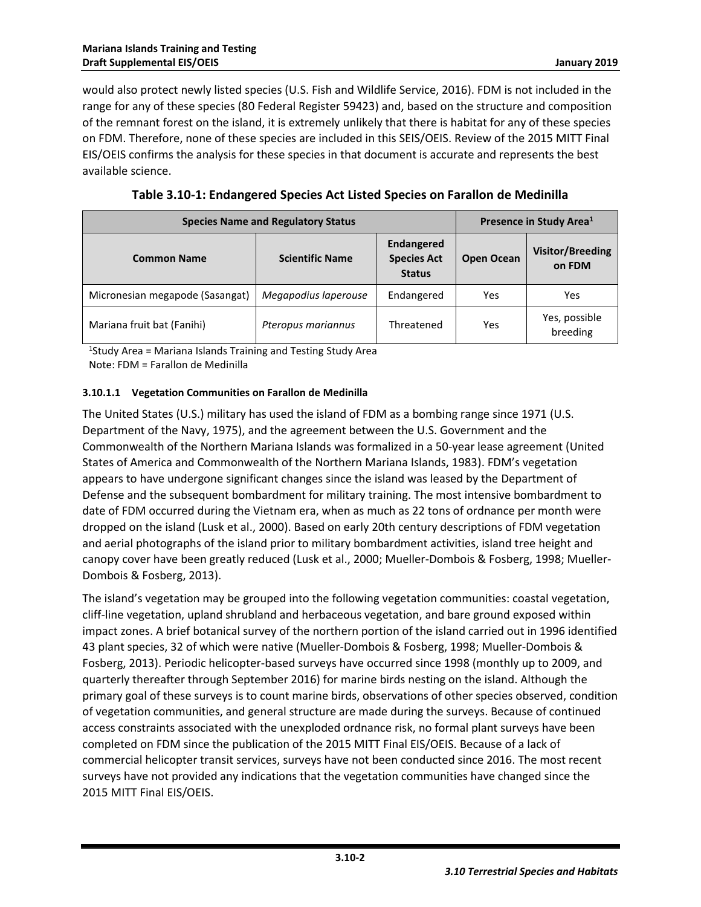would also protect newly listed species (U.S. Fish and Wildlife Service, 2016). FDM is not included in the range for any of these species (80 Federal Register 59423) and, based on the structure and composition of the remnant forest on the island, it is extremely unlikely that there is habitat for any of these species on FDM. Therefore, none of these species are included in this SEIS/OEIS. Review of the 2015 MITT Final EIS/OEIS confirms the analysis for these species in that document is accurate and represents the best available science.

**Table 3.10-1: Endangered Species Act Listed Species on Farallon de Medinilla**

| Species Name and Regulatory Status | | | Presence in Study Area[1] | |
|---|---|---|---|---|
| **Common Name** | **Scientific Name** | **Endangered Species Act Status** | **Open Ocean** | **Visitor/Breeding on FDM** |
| Micronesian megapode (Sasangat) | *Megapodius laperouse* | Endangered | Yes | Yes |
| Mariana fruit bat (Fanihi) | *Pteropus mariannus* | Threatened | Yes | Yes, possible breeding |

[1]Study Area = Mariana Islands Training and Testing Study Area
Note: FDM = Farallon de Medinilla

#### 3.10.1.1 Vegetation Communities on Farallon de Medinilla

The United States (U.S.) military has used the island of FDM as a bombing range since 1971 (U.S. Department of the Navy, 1975), and the agreement between the U.S. Government and the Commonwealth of the Northern Mariana Islands was formalized in a 50-year lease agreement (United States of America and Commonwealth of the Northern Mariana Islands, 1983). FDM's vegetation appears to have undergone significant changes since the island was leased by the Department of Defense and the subsequent bombardment for military training. The most intensive bombardment to date of FDM occurred during the Vietnam era, when as much as 22 tons of ordnance per month were dropped on the island (Lusk et al., 2000). Based on early 20th century descriptions of FDM vegetation and aerial photographs of the island prior to military bombardment activities, island tree height and canopy cover have been greatly reduced (Lusk et al., 2000; Mueller-Dombois & Fosberg, 1998; Mueller-Dombois & Fosberg, 2013).

The island's vegetation may be grouped into the following vegetation communities: coastal vegetation, cliff-line vegetation, upland shrubland and herbaceous vegetation, and bare ground exposed within impact zones. A brief botanical survey of the northern portion of the island carried out in 1996 identified 43 plant species, 32 of which were native (Mueller-Dombois & Fosberg, 1998; Mueller-Dombois & Fosberg, 2013). Periodic helicopter-based surveys have occurred since 1998 (monthly up to 2009, and quarterly thereafter through September 2016) for marine birds nesting on the island. Although the primary goal of these surveys is to count marine birds, observations of other species observed, condition of vegetation communities, and general structure are made during the surveys. Because of continued access constraints associated with the unexploded ordnance risk, no formal plant surveys have been completed on FDM since the publication of the 2015 MITT Final EIS/OEIS. Because of a lack of commercial helicopter transit services, surveys have not been conducted since 2016. The most recent surveys have not provided any indications that the vegetation communities have changed since the 2015 MITT Final EIS/OEIS.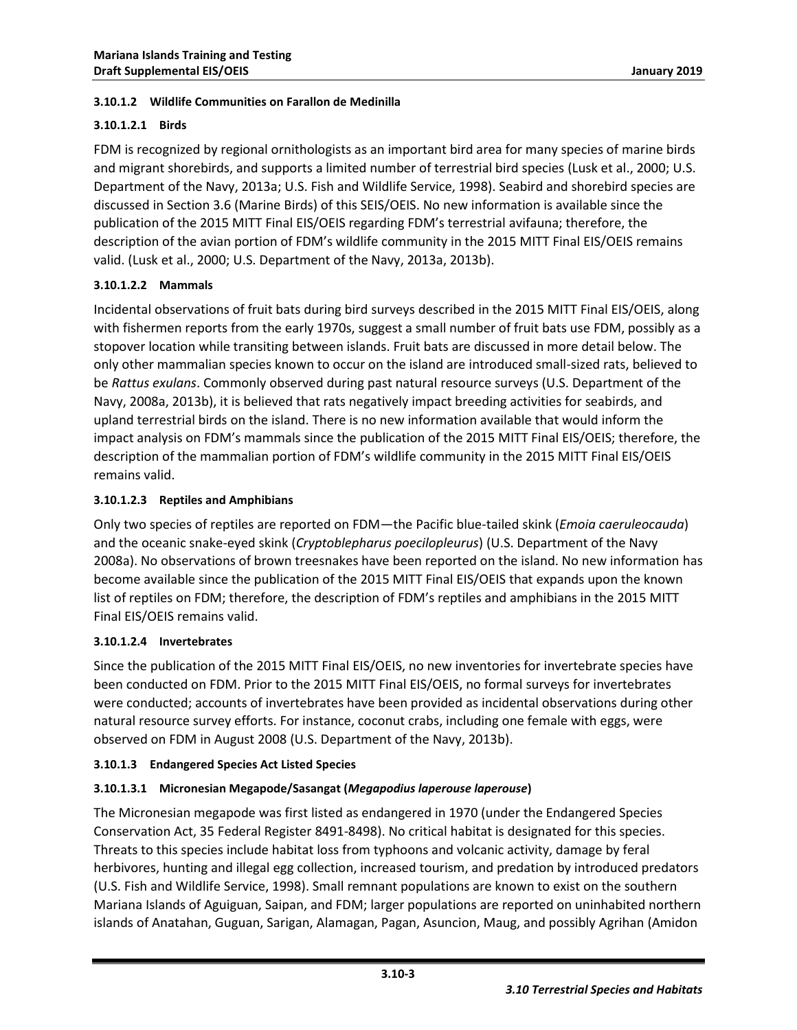#### 3.10.1.2 Wildlife Communities on Farallon de Medinilla

##### 3.10.1.2.1 Birds

FDM is recognized by regional ornithologists as an important bird area for many species of marine birds and migrant shorebirds, and supports a limited number of terrestrial bird species (Lusk et al., 2000; U.S. Department of the Navy, 2013a; U.S. Fish and Wildlife Service, 1998). Seabird and shorebird species are discussed in Section 3.6 (Marine Birds) of this SEIS/OEIS. No new information is available since the publication of the 2015 MITT Final EIS/OEIS regarding FDM's terrestrial avifauna; therefore, the description of the avian portion of FDM's wildlife community in the 2015 MITT Final EIS/OEIS remains valid. (Lusk et al., 2000; U.S. Department of the Navy, 2013a, 2013b).

##### 3.10.1.2.2 Mammals

Incidental observations of fruit bats during bird surveys described in the 2015 MITT Final EIS/OEIS, along with fishermen reports from the early 1970s, suggest a small number of fruit bats use FDM, possibly as a stopover location while transiting between islands. Fruit bats are discussed in more detail below. The only other mammalian species known to occur on the island are introduced small-sized rats, believed to be *Rattus exulans*. Commonly observed during past natural resource surveys (U.S. Department of the Navy, 2008a, 2013b), it is believed that rats negatively impact breeding activities for seabirds, and upland terrestrial birds on the island. There is no new information available that would inform the impact analysis on FDM's mammals since the publication of the 2015 MITT Final EIS/OEIS; therefore, the description of the mammalian portion of FDM's wildlife community in the 2015 MITT Final EIS/OEIS remains valid.

##### 3.10.1.2.3 Reptiles and Amphibians

Only two species of reptiles are reported on FDM—the Pacific blue-tailed skink (*Emoia caeruleocauda*) and the oceanic snake-eyed skink (*Cryptoblepharus poecilopleurus*) (U.S. Department of the Navy 2008a). No observations of brown treesnakes have been reported on the island. No new information has become available since the publication of the 2015 MITT Final EIS/OEIS that expands upon the known list of reptiles on FDM; therefore, the description of FDM's reptiles and amphibians in the 2015 MITT Final EIS/OEIS remains valid.

##### 3.10.1.2.4 Invertebrates

Since the publication of the 2015 MITT Final EIS/OEIS, no new inventories for invertebrate species have been conducted on FDM. Prior to the 2015 MITT Final EIS/OEIS, no formal surveys for invertebrates were conducted; accounts of invertebrates have been provided as incidental observations during other natural resource survey efforts. For instance, coconut crabs, including one female with eggs, were observed on FDM in August 2008 (U.S. Department of the Navy, 2013b).

#### 3.10.1.3 Endangered Species Act Listed Species

##### 3.10.1.3.1 Micronesian Megapode/Sasangat (*Megapodius laperouse laperouse*)

The Micronesian megapode was first listed as endangered in 1970 (under the Endangered Species Conservation Act, 35 Federal Register 8491-8498). No critical habitat is designated for this species. Threats to this species include habitat loss from typhoons and volcanic activity, damage by feral herbivores, hunting and illegal egg collection, increased tourism, and predation by introduced predators (U.S. Fish and Wildlife Service, 1998). Small remnant populations are known to exist on the southern Mariana Islands of Aguiguan, Saipan, and FDM; larger populations are reported on uninhabited northern islands of Anatahan, Guguan, Sarigan, Alamagan, Pagan, Asuncion, Maug, and possibly Agrihan (Amidon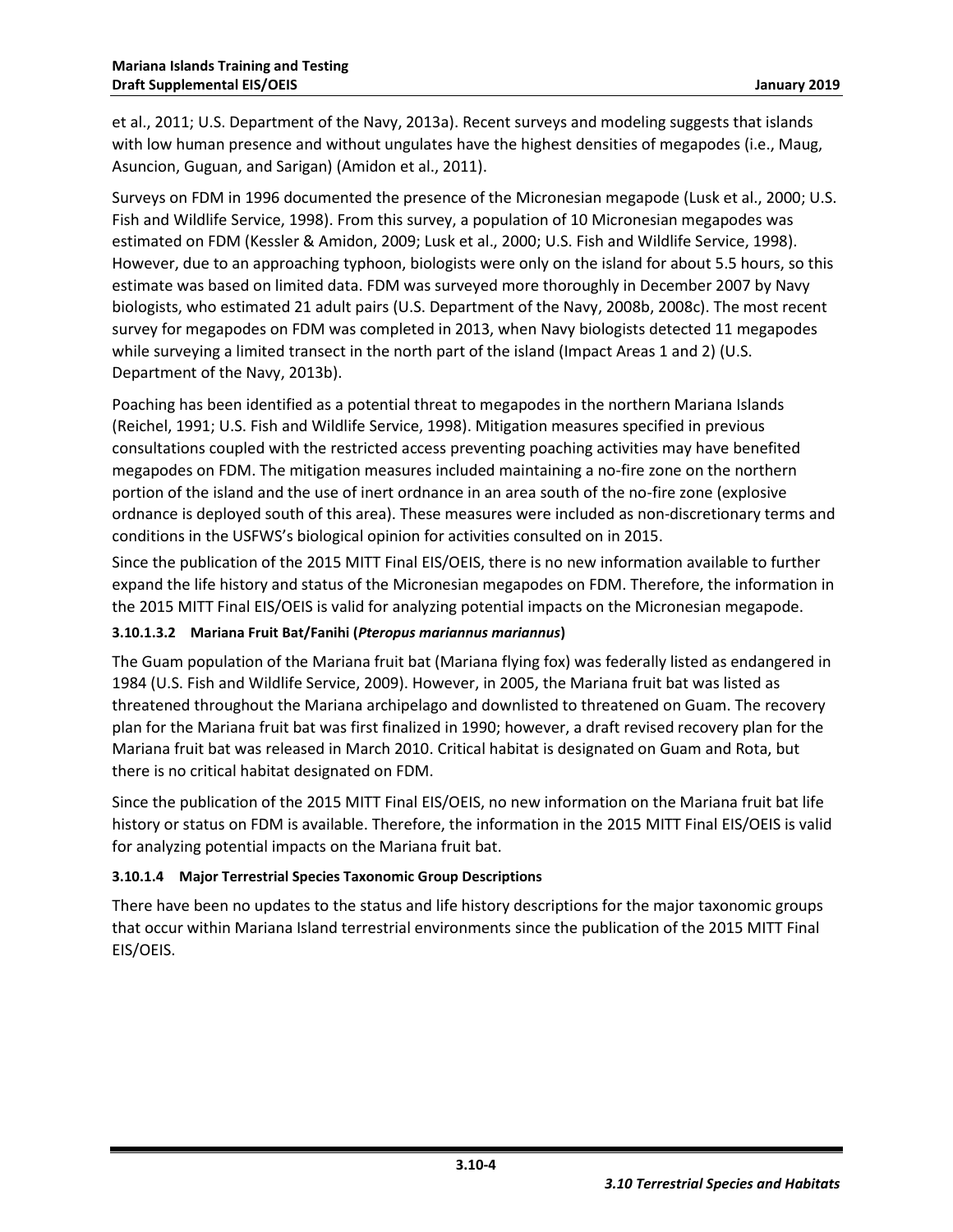et al., 2011; U.S. Department of the Navy, 2013a). Recent surveys and modeling suggests that islands with low human presence and without ungulates have the highest densities of megapodes (i.e., Maug, Asuncion, Guguan, and Sarigan) (Amidon et al., 2011).

Surveys on FDM in 1996 documented the presence of the Micronesian megapode (Lusk et al., 2000; U.S. Fish and Wildlife Service, 1998). From this survey, a population of 10 Micronesian megapodes was estimated on FDM (Kessler & Amidon, 2009; Lusk et al., 2000; U.S. Fish and Wildlife Service, 1998). However, due to an approaching typhoon, biologists were only on the island for about 5.5 hours, so this estimate was based on limited data. FDM was surveyed more thoroughly in December 2007 by Navy biologists, who estimated 21 adult pairs (U.S. Department of the Navy, 2008b, 2008c). The most recent survey for megapodes on FDM was completed in 2013, when Navy biologists detected 11 megapodes while surveying a limited transect in the north part of the island (Impact Areas 1 and 2) (U.S. Department of the Navy, 2013b).

Poaching has been identified as a potential threat to megapodes in the northern Mariana Islands (Reichel, 1991; U.S. Fish and Wildlife Service, 1998). Mitigation measures specified in previous consultations coupled with the restricted access preventing poaching activities may have benefited megapodes on FDM. The mitigation measures included maintaining a no-fire zone on the northern portion of the island and the use of inert ordnance in an area south of the no-fire zone (explosive ordnance is deployed south of this area). These measures were included as non-discretionary terms and conditions in the USFWS's biological opinion for activities consulted on in 2015.

Since the publication of the 2015 MITT Final EIS/OEIS, there is no new information available to further expand the life history and status of the Micronesian megapodes on FDM. Therefore, the information in the 2015 MITT Final EIS/OEIS is valid for analyzing potential impacts on the Micronesian megapode.

#### 3.10.1.3.2 Mariana Fruit Bat/Fanihi (*Pteropus mariannus mariannus*)

The Guam population of the Mariana fruit bat (Mariana flying fox) was federally listed as endangered in 1984 (U.S. Fish and Wildlife Service, 2009). However, in 2005, the Mariana fruit bat was listed as threatened throughout the Mariana archipelago and downlisted to threatened on Guam. The recovery plan for the Mariana fruit bat was first finalized in 1990; however, a draft revised recovery plan for the Mariana fruit bat was released in March 2010. Critical habitat is designated on Guam and Rota, but there is no critical habitat designated on FDM.

Since the publication of the 2015 MITT Final EIS/OEIS, no new information on the Mariana fruit bat life history or status on FDM is available. Therefore, the information in the 2015 MITT Final EIS/OEIS is valid for analyzing potential impacts on the Mariana fruit bat.

### 3.10.1.4 Major Terrestrial Species Taxonomic Group Descriptions

There have been no updates to the status and life history descriptions for the major taxonomic groups that occur within Mariana Island terrestrial environments since the publication of the 2015 MITT Final EIS/OEIS.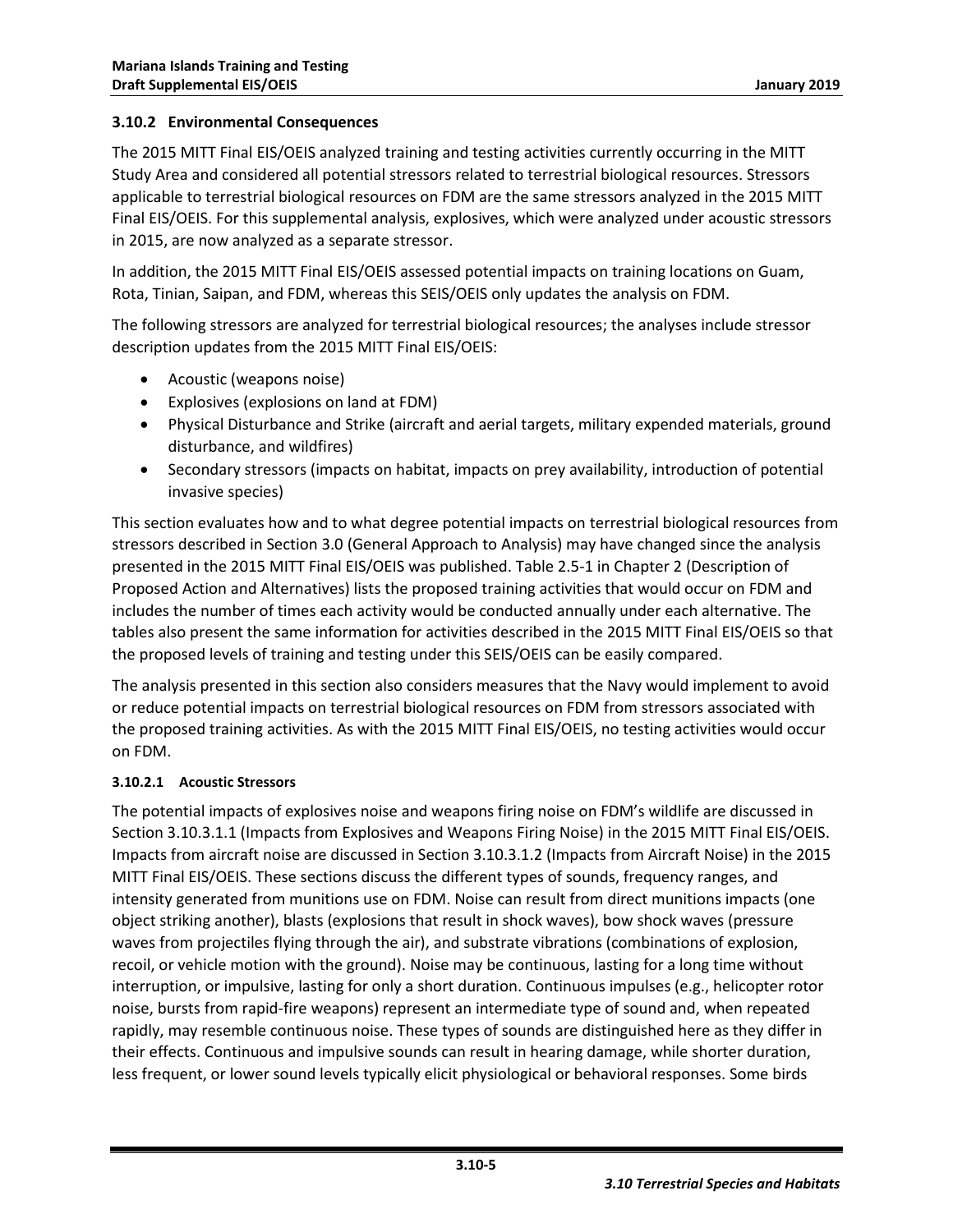### 3.10.2 Environmental Consequences

The 2015 MITT Final EIS/OEIS analyzed training and testing activities currently occurring in the MITT Study Area and considered all potential stressors related to terrestrial biological resources. Stressors applicable to terrestrial biological resources on FDM are the same stressors analyzed in the 2015 MITT Final EIS/OEIS. For this supplemental analysis, explosives, which were analyzed under acoustic stressors in 2015, are now analyzed as a separate stressor.

In addition, the 2015 MITT Final EIS/OEIS assessed potential impacts on training locations on Guam, Rota, Tinian, Saipan, and FDM, whereas this SEIS/OEIS only updates the analysis on FDM.

The following stressors are analyzed for terrestrial biological resources; the analyses include stressor description updates from the 2015 MITT Final EIS/OEIS:

- Acoustic (weapons noise)
- Explosives (explosions on land at FDM)
- Physical Disturbance and Strike (aircraft and aerial targets, military expended materials, ground disturbance, and wildfires)
- Secondary stressors (impacts on habitat, impacts on prey availability, introduction of potential invasive species)

This section evaluates how and to what degree potential impacts on terrestrial biological resources from stressors described in Section 3.0 (General Approach to Analysis) may have changed since the analysis presented in the 2015 MITT Final EIS/OEIS was published. Table 2.5-1 in Chapter 2 (Description of Proposed Action and Alternatives) lists the proposed training activities that would occur on FDM and includes the number of times each activity would be conducted annually under each alternative. The tables also present the same information for activities described in the 2015 MITT Final EIS/OEIS so that the proposed levels of training and testing under this SEIS/OEIS can be easily compared.

The analysis presented in this section also considers measures that the Navy would implement to avoid or reduce potential impacts on terrestrial biological resources on FDM from stressors associated with the proposed training activities. As with the 2015 MITT Final EIS/OEIS, no testing activities would occur on FDM.

#### 3.10.2.1 Acoustic Stressors

The potential impacts of explosives noise and weapons firing noise on FDM's wildlife are discussed in Section 3.10.3.1.1 (Impacts from Explosives and Weapons Firing Noise) in the 2015 MITT Final EIS/OEIS. Impacts from aircraft noise are discussed in Section 3.10.3.1.2 (Impacts from Aircraft Noise) in the 2015 MITT Final EIS/OEIS. These sections discuss the different types of sounds, frequency ranges, and intensity generated from munitions use on FDM. Noise can result from direct munitions impacts (one object striking another), blasts (explosions that result in shock waves), bow shock waves (pressure waves from projectiles flying through the air), and substrate vibrations (combinations of explosion, recoil, or vehicle motion with the ground). Noise may be continuous, lasting for a long time without interruption, or impulsive, lasting for only a short duration. Continuous impulses (e.g., helicopter rotor noise, bursts from rapid-fire weapons) represent an intermediate type of sound and, when repeated rapidly, may resemble continuous noise. These types of sounds are distinguished here as they differ in their effects. Continuous and impulsive sounds can result in hearing damage, while shorter duration, less frequent, or lower sound levels typically elicit physiological or behavioral responses. Some birds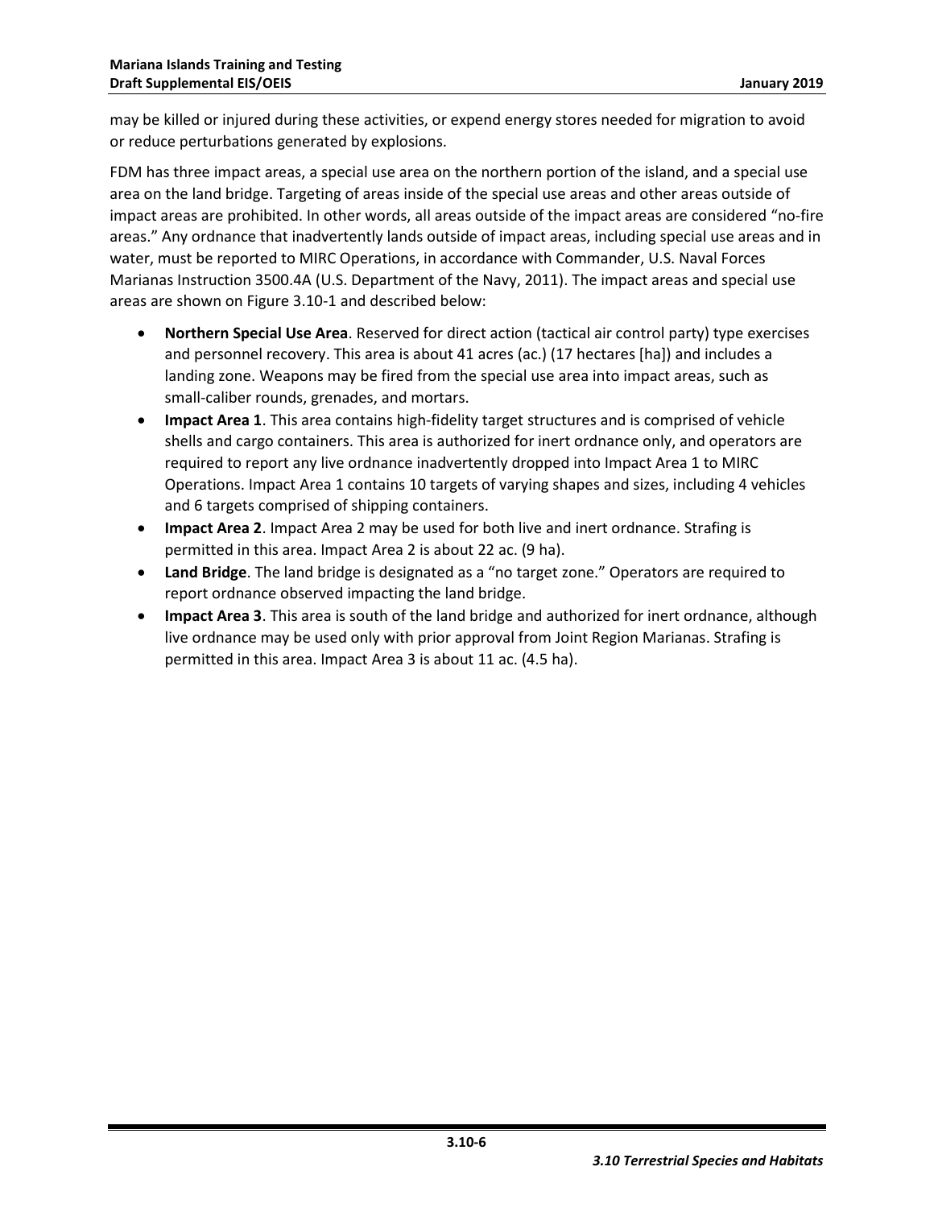may be killed or injured during these activities, or expend energy stores needed for migration to avoid or reduce perturbations generated by explosions.

FDM has three impact areas, a special use area on the northern portion of the island, and a special use area on the land bridge. Targeting of areas inside of the special use areas and other areas outside of impact areas are prohibited. In other words, all areas outside of the impact areas are considered "no-fire areas." Any ordnance that inadvertently lands outside of impact areas, including special use areas and in water, must be reported to MIRC Operations, in accordance with Commander, U.S. Naval Forces Marianas Instruction 3500.4A (U.S. Department of the Navy, 2011). The impact areas and special use areas are shown on Figure 3.10-1 and described below:

- **Northern Special Use Area**. Reserved for direct action (tactical air control party) type exercises and personnel recovery. This area is about 41 acres (ac.) (17 hectares [ha]) and includes a landing zone. Weapons may be fired from the special use area into impact areas, such as small-caliber rounds, grenades, and mortars.
- **Impact Area 1**. This area contains high-fidelity target structures and is comprised of vehicle shells and cargo containers. This area is authorized for inert ordnance only, and operators are required to report any live ordnance inadvertently dropped into Impact Area 1 to MIRC Operations. Impact Area 1 contains 10 targets of varying shapes and sizes, including 4 vehicles and 6 targets comprised of shipping containers.
- **Impact Area 2**. Impact Area 2 may be used for both live and inert ordnance. Strafing is permitted in this area. Impact Area 2 is about 22 ac. (9 ha).
- **Land Bridge**. The land bridge is designated as a "no target zone." Operators are required to report ordnance observed impacting the land bridge.
- **Impact Area 3**. This area is south of the land bridge and authorized for inert ordnance, although live ordnance may be used only with prior approval from Joint Region Marianas. Strafing is permitted in this area. Impact Area 3 is about 11 ac. (4.5 ha).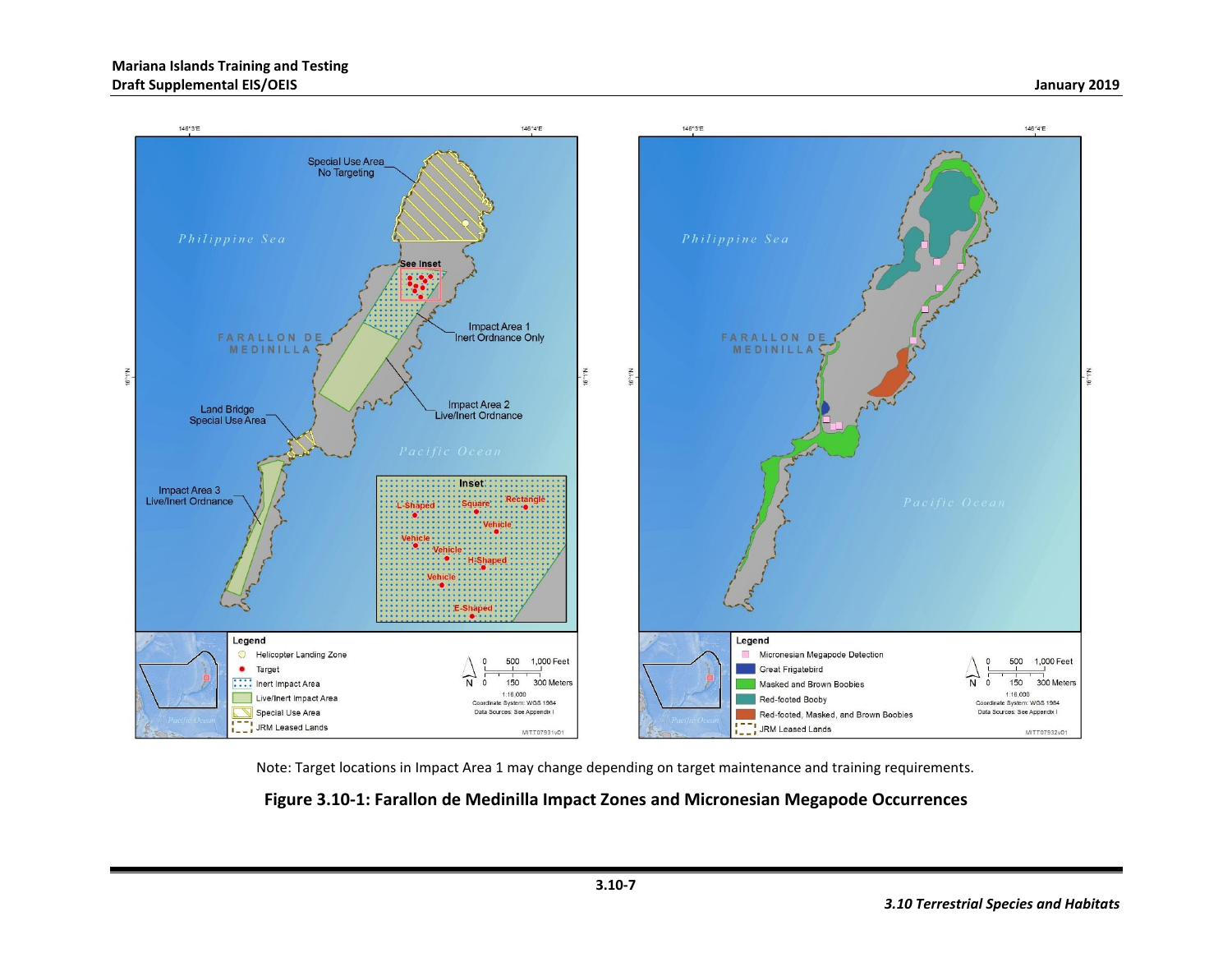Note: Target locations in Impact Area 1 may change depending on target maintenance and training requirements.

**Figure 3.10-1: Farallon de Medinilla Impact Zones and Micronesian Megapode Occurrences**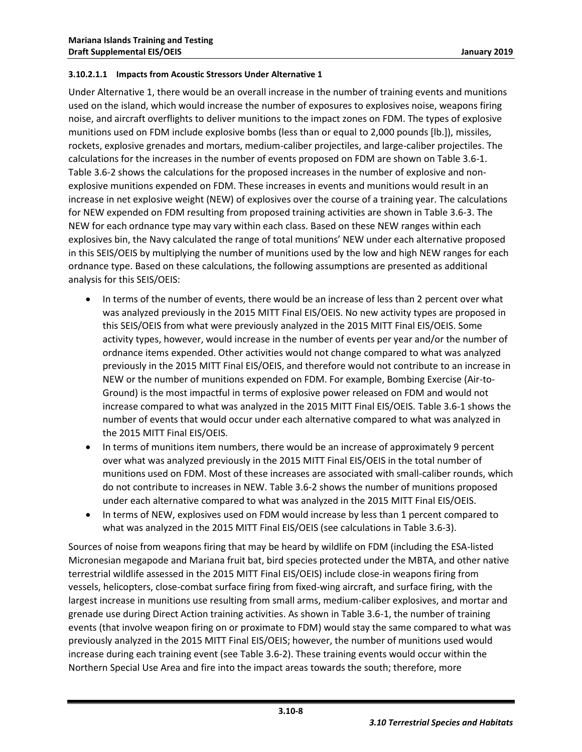#### 3.10.2.1.1 Impacts from Acoustic Stressors Under Alternative 1

Under Alternative 1, there would be an overall increase in the number of training events and munitions used on the island, which would increase the number of exposures to explosives noise, weapons firing noise, and aircraft overflights to deliver munitions to the impact zones on FDM. The types of explosive munitions used on FDM include explosive bombs (less than or equal to 2,000 pounds [lb.]), missiles, rockets, explosive grenades and mortars, medium-caliber projectiles, and large-caliber projectiles. The calculations for the increases in the number of events proposed on FDM are shown on Table 3.6-1. Table 3.6-2 shows the calculations for the proposed increases in the number of explosive and non-explosive munitions expended on FDM. These increases in events and munitions would result in an increase in net explosive weight (NEW) of explosives over the course of a training year. The calculations for NEW expended on FDM resulting from proposed training activities are shown in Table 3.6-3. The NEW for each ordnance type may vary within each class. Based on these NEW ranges within each explosives bin, the Navy calculated the range of total munitions' NEW under each alternative proposed in this SEIS/OEIS by multiplying the number of munitions used by the low and high NEW ranges for each ordnance type. Based on these calculations, the following assumptions are presented as additional analysis for this SEIS/OEIS:

- In terms of the number of events, there would be an increase of less than 2 percent over what was analyzed previously in the 2015 MITT Final EIS/OEIS. No new activity types are proposed in this SEIS/OEIS from what were previously analyzed in the 2015 MITT Final EIS/OEIS. Some activity types, however, would increase in the number of events per year and/or the number of ordnance items expended. Other activities would not change compared to what was analyzed previously in the 2015 MITT Final EIS/OEIS, and therefore would not contribute to an increase in NEW or the number of munitions expended on FDM. For example, Bombing Exercise (Air-to-Ground) is the most impactful in terms of explosive power released on FDM and would not increase compared to what was analyzed in the 2015 MITT Final EIS/OEIS. Table 3.6-1 shows the number of events that would occur under each alternative compared to what was analyzed in the 2015 MITT Final EIS/OEIS.
- In terms of munitions item numbers, there would be an increase of approximately 9 percent over what was analyzed previously in the 2015 MITT Final EIS/OEIS in the total number of munitions used on FDM. Most of these increases are associated with small-caliber rounds, which do not contribute to increases in NEW. Table 3.6-2 shows the number of munitions proposed under each alternative compared to what was analyzed in the 2015 MITT Final EIS/OEIS.
- In terms of NEW, explosives used on FDM would increase by less than 1 percent compared to what was analyzed in the 2015 MITT Final EIS/OEIS (see calculations in Table 3.6-3).

Sources of noise from weapons firing that may be heard by wildlife on FDM (including the ESA-listed Micronesian megapode and Mariana fruit bat, bird species protected under the MBTA, and other native terrestrial wildlife assessed in the 2015 MITT Final EIS/OEIS) include close-in weapons firing from vessels, helicopters, close-combat surface firing from fixed-wing aircraft, and surface firing, with the largest increase in munitions use resulting from small arms, medium-caliber explosives, and mortar and grenade use during Direct Action training activities. As shown in Table 3.6-1, the number of training events (that involve weapon firing on or proximate to FDM) would stay the same compared to what was previously analyzed in the 2015 MITT Final EIS/OEIS; however, the number of munitions used would increase during each training event (see Table 3.6-2). These training events would occur within the Northern Special Use Area and fire into the impact areas towards the south; therefore, more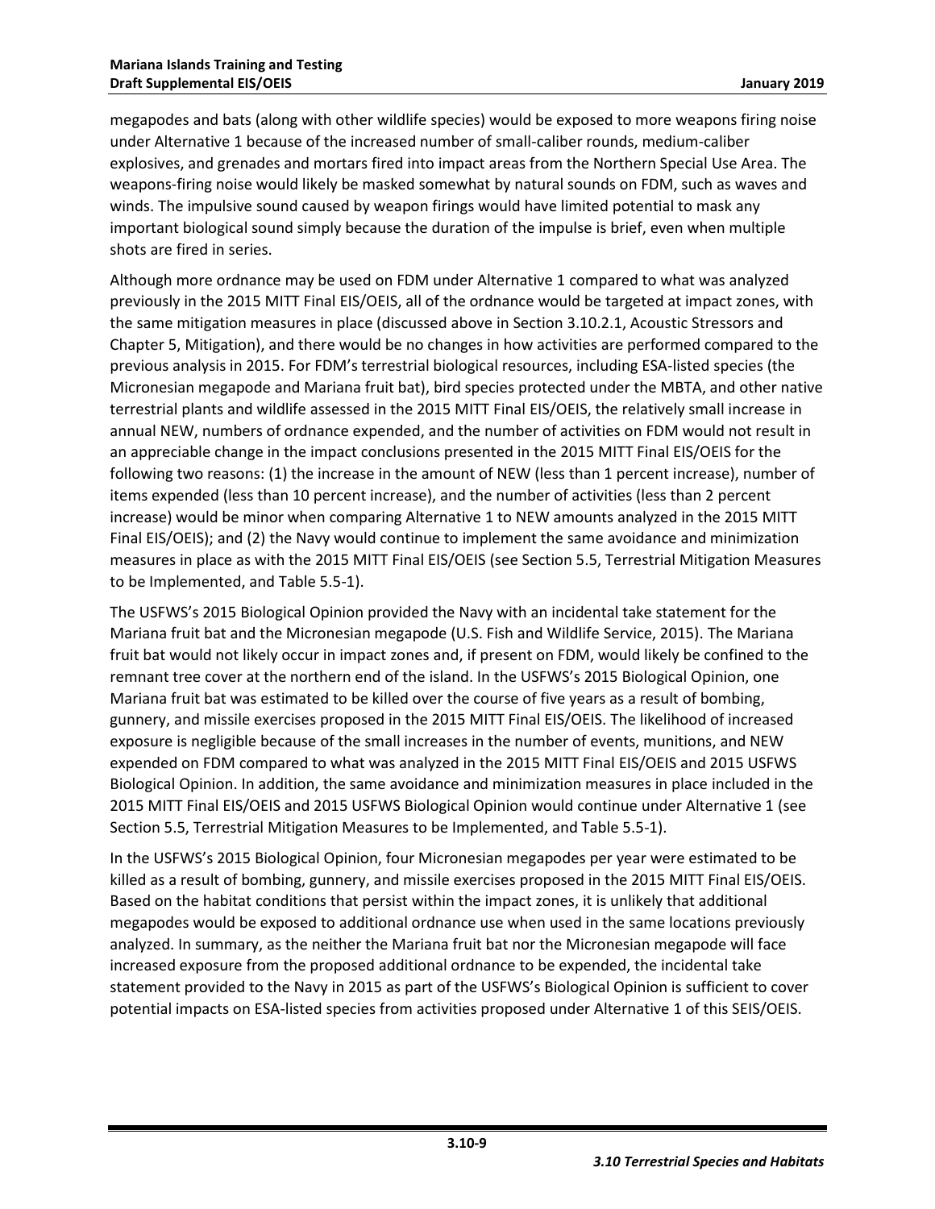megapodes and bats (along with other wildlife species) would be exposed to more weapons firing noise under Alternative 1 because of the increased number of small-caliber rounds, medium-caliber explosives, and grenades and mortars fired into impact areas from the Northern Special Use Area. The weapons-firing noise would likely be masked somewhat by natural sounds on FDM, such as waves and winds. The impulsive sound caused by weapon firings would have limited potential to mask any important biological sound simply because the duration of the impulse is brief, even when multiple shots are fired in series.

Although more ordnance may be used on FDM under Alternative 1 compared to what was analyzed previously in the 2015 MITT Final EIS/OEIS, all of the ordnance would be targeted at impact zones, with the same mitigation measures in place (discussed above in Section 3.10.2.1, Acoustic Stressors and Chapter 5, Mitigation), and there would be no changes in how activities are performed compared to the previous analysis in 2015. For FDM's terrestrial biological resources, including ESA-listed species (the Micronesian megapode and Mariana fruit bat), bird species protected under the MBTA, and other native terrestrial plants and wildlife assessed in the 2015 MITT Final EIS/OEIS, the relatively small increase in annual NEW, numbers of ordnance expended, and the number of activities on FDM would not result in an appreciable change in the impact conclusions presented in the 2015 MITT Final EIS/OEIS for the following two reasons: (1) the increase in the amount of NEW (less than 1 percent increase), number of items expended (less than 10 percent increase), and the number of activities (less than 2 percent increase) would be minor when comparing Alternative 1 to NEW amounts analyzed in the 2015 MITT Final EIS/OEIS); and (2) the Navy would continue to implement the same avoidance and minimization measures in place as with the 2015 MITT Final EIS/OEIS (see Section 5.5, Terrestrial Mitigation Measures to be Implemented, and Table 5.5-1).

The USFWS's 2015 Biological Opinion provided the Navy with an incidental take statement for the Mariana fruit bat and the Micronesian megapode (U.S. Fish and Wildlife Service, 2015). The Mariana fruit bat would not likely occur in impact zones and, if present on FDM, would likely be confined to the remnant tree cover at the northern end of the island. In the USFWS's 2015 Biological Opinion, one Mariana fruit bat was estimated to be killed over the course of five years as a result of bombing, gunnery, and missile exercises proposed in the 2015 MITT Final EIS/OEIS. The likelihood of increased exposure is negligible because of the small increases in the number of events, munitions, and NEW expended on FDM compared to what was analyzed in the 2015 MITT Final EIS/OEIS and 2015 USFWS Biological Opinion. In addition, the same avoidance and minimization measures in place included in the 2015 MITT Final EIS/OEIS and 2015 USFWS Biological Opinion would continue under Alternative 1 (see Section 5.5, Terrestrial Mitigation Measures to be Implemented, and Table 5.5-1).

In the USFWS's 2015 Biological Opinion, four Micronesian megapodes per year were estimated to be killed as a result of bombing, gunnery, and missile exercises proposed in the 2015 MITT Final EIS/OEIS. Based on the habitat conditions that persist within the impact zones, it is unlikely that additional megapodes would be exposed to additional ordnance use when used in the same locations previously analyzed. In summary, as the neither the Mariana fruit bat nor the Micronesian megapode will face increased exposure from the proposed additional ordnance to be expended, the incidental take statement provided to the Navy in 2015 as part of the USFWS's Biological Opinion is sufficient to cover potential impacts on ESA-listed species from activities proposed under Alternative 1 of this SEIS/OEIS.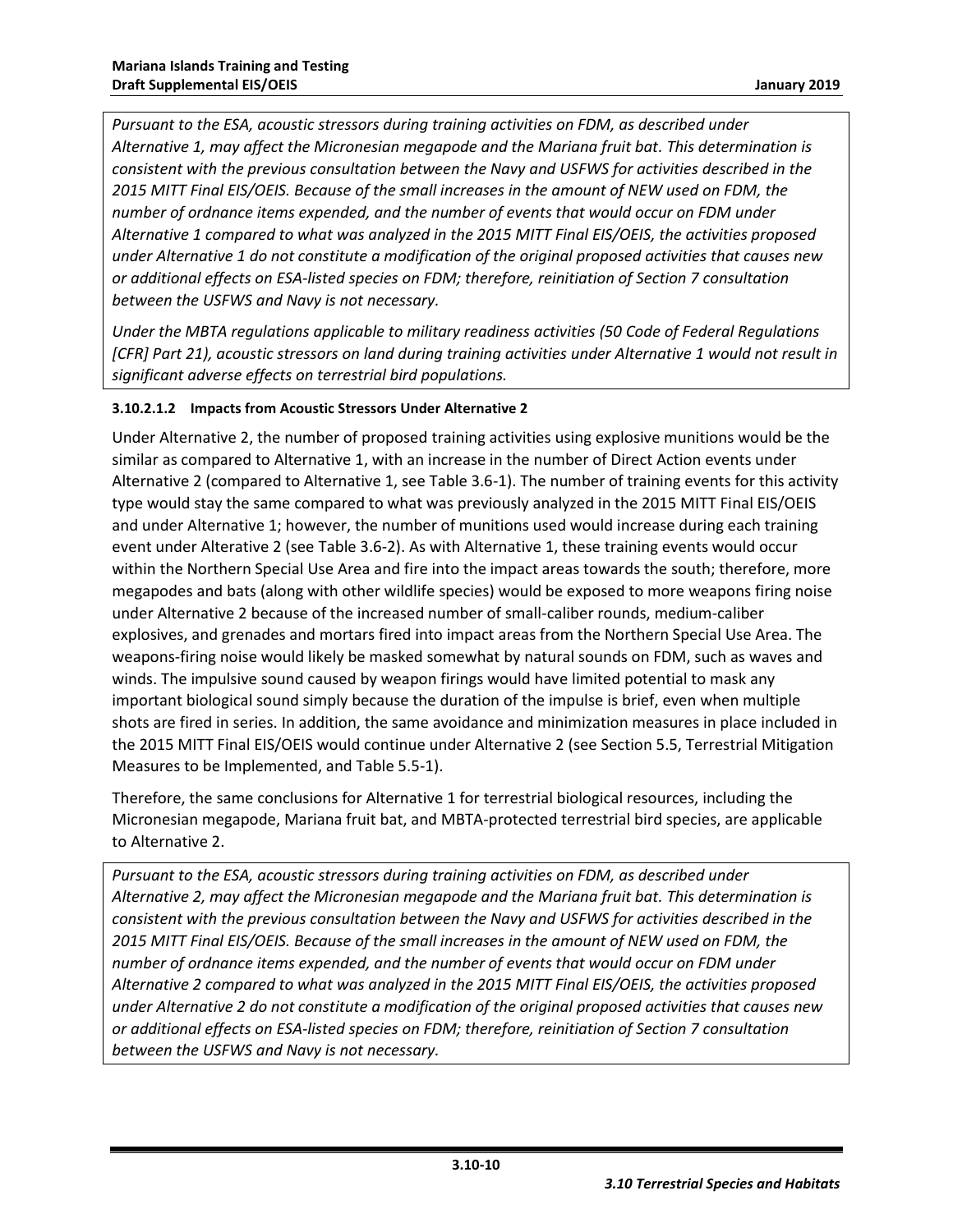*Pursuant to the ESA, acoustic stressors during training activities on FDM, as described under Alternative 1, may affect the Micronesian megapode and the Mariana fruit bat. This determination is consistent with the previous consultation between the Navy and USFWS for activities described in the 2015 MITT Final EIS/OEIS. Because of the small increases in the amount of NEW used on FDM, the number of ordnance items expended, and the number of events that would occur on FDM under Alternative 1 compared to what was analyzed in the 2015 MITT Final EIS/OEIS, the activities proposed under Alternative 1 do not constitute a modification of the original proposed activities that causes new or additional effects on ESA-listed species on FDM; therefore, reinitiation of Section 7 consultation between the USFWS and Navy is not necessary.*

*Under the MBTA regulations applicable to military readiness activities (50 Code of Federal Regulations [CFR] Part 21), acoustic stressors on land during training activities under Alternative 1 would not result in significant adverse effects on terrestrial bird populations.*

#### 3.10.2.1.2 Impacts from Acoustic Stressors Under Alternative 2

Under Alternative 2, the number of proposed training activities using explosive munitions would be the similar as compared to Alternative 1, with an increase in the number of Direct Action events under Alternative 2 (compared to Alternative 1, see Table 3.6-1). The number of training events for this activity type would stay the same compared to what was previously analyzed in the 2015 MITT Final EIS/OEIS and under Alternative 1; however, the number of munitions used would increase during each training event under Alterative 2 (see Table 3.6-2). As with Alternative 1, these training events would occur within the Northern Special Use Area and fire into the impact areas towards the south; therefore, more megapodes and bats (along with other wildlife species) would be exposed to more weapons firing noise under Alternative 2 because of the increased number of small-caliber rounds, medium-caliber explosives, and grenades and mortars fired into impact areas from the Northern Special Use Area. The weapons-firing noise would likely be masked somewhat by natural sounds on FDM, such as waves and winds. The impulsive sound caused by weapon firings would have limited potential to mask any important biological sound simply because the duration of the impulse is brief, even when multiple shots are fired in series. In addition, the same avoidance and minimization measures in place included in the 2015 MITT Final EIS/OEIS would continue under Alternative 2 (see Section 5.5, Terrestrial Mitigation Measures to be Implemented, and Table 5.5-1).

Therefore, the same conclusions for Alternative 1 for terrestrial biological resources, including the Micronesian megapode, Mariana fruit bat, and MBTA-protected terrestrial bird species, are applicable to Alternative 2.

*Pursuant to the ESA, acoustic stressors during training activities on FDM, as described under Alternative 2, may affect the Micronesian megapode and the Mariana fruit bat. This determination is consistent with the previous consultation between the Navy and USFWS for activities described in the 2015 MITT Final EIS/OEIS. Because of the small increases in the amount of NEW used on FDM, the number of ordnance items expended, and the number of events that would occur on FDM under Alternative 2 compared to what was analyzed in the 2015 MITT Final EIS/OEIS, the activities proposed under Alternative 2 do not constitute a modification of the original proposed activities that causes new or additional effects on ESA-listed species on FDM; therefore, reinitiation of Section 7 consultation between the USFWS and Navy is not necessary.*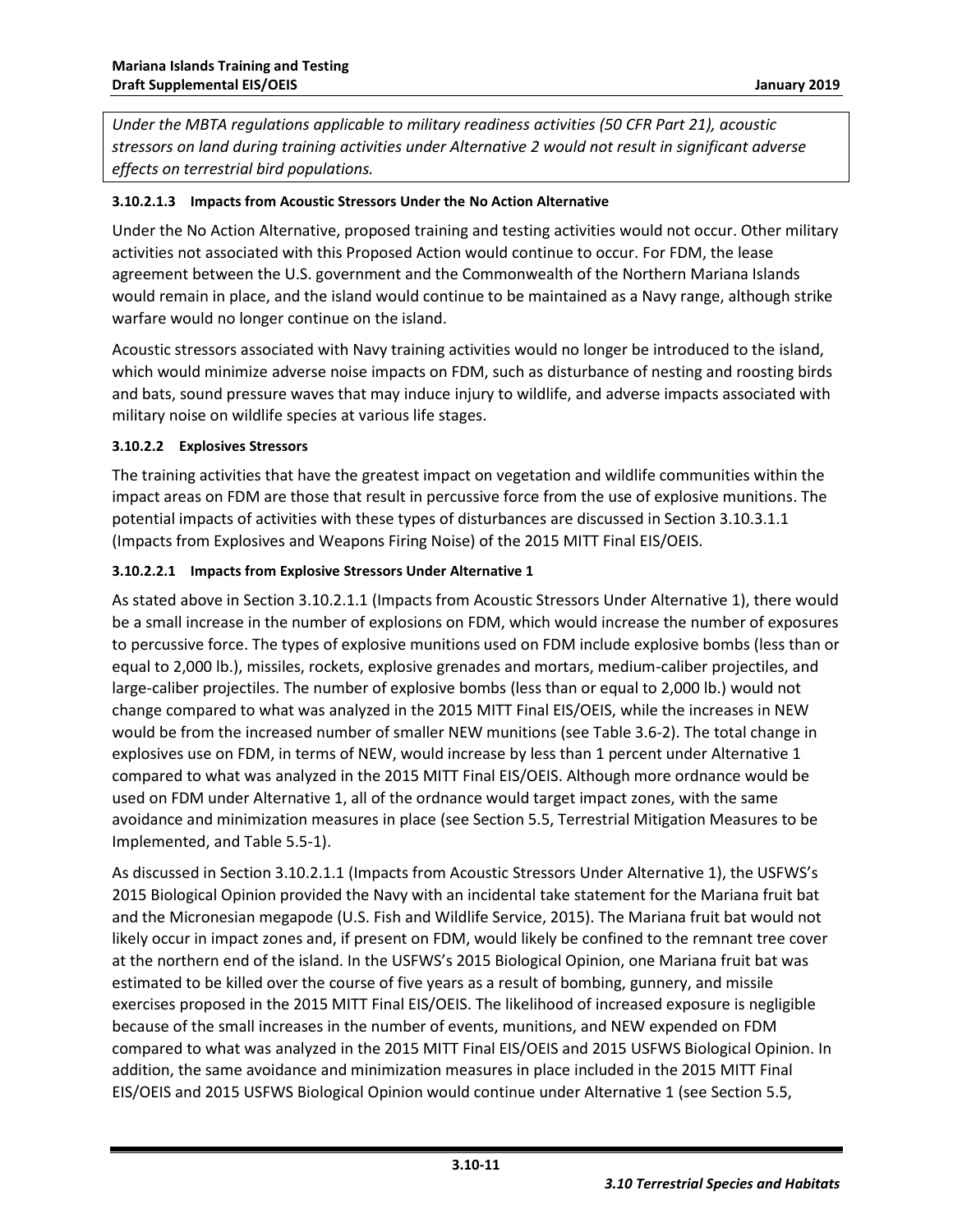*Under the MBTA regulations applicable to military readiness activities (50 CFR Part 21), acoustic stressors on land during training activities under Alternative 2 would not result in significant adverse effects on terrestrial bird populations.*

#### 3.10.2.1.3 Impacts from Acoustic Stressors Under the No Action Alternative

Under the No Action Alternative, proposed training and testing activities would not occur. Other military activities not associated with this Proposed Action would continue to occur. For FDM, the lease agreement between the U.S. government and the Commonwealth of the Northern Mariana Islands would remain in place, and the island would continue to be maintained as a Navy range, although strike warfare would no longer continue on the island.

Acoustic stressors associated with Navy training activities would no longer be introduced to the island, which would minimize adverse noise impacts on FDM, such as disturbance of nesting and roosting birds and bats, sound pressure waves that may induce injury to wildlife, and adverse impacts associated with military noise on wildlife species at various life stages.

### 3.10.2.2 Explosives Stressors

The training activities that have the greatest impact on vegetation and wildlife communities within the impact areas on FDM are those that result in percussive force from the use of explosive munitions. The potential impacts of activities with these types of disturbances are discussed in Section 3.10.3.1.1 (Impacts from Explosives and Weapons Firing Noise) of the 2015 MITT Final EIS/OEIS.

#### 3.10.2.2.1 Impacts from Explosive Stressors Under Alternative 1

As stated above in Section 3.10.2.1.1 (Impacts from Acoustic Stressors Under Alternative 1), there would be a small increase in the number of explosions on FDM, which would increase the number of exposures to percussive force. The types of explosive munitions used on FDM include explosive bombs (less than or equal to 2,000 lb.), missiles, rockets, explosive grenades and mortars, medium-caliber projectiles, and large-caliber projectiles. The number of explosive bombs (less than or equal to 2,000 lb.) would not change compared to what was analyzed in the 2015 MITT Final EIS/OEIS, while the increases in NEW would be from the increased number of smaller NEW munitions (see Table 3.6-2). The total change in explosives use on FDM, in terms of NEW, would increase by less than 1 percent under Alternative 1 compared to what was analyzed in the 2015 MITT Final EIS/OEIS. Although more ordnance would be used on FDM under Alternative 1, all of the ordnance would target impact zones, with the same avoidance and minimization measures in place (see Section 5.5, Terrestrial Mitigation Measures to be Implemented, and Table 5.5-1).

As discussed in Section 3.10.2.1.1 (Impacts from Acoustic Stressors Under Alternative 1), the USFWS's 2015 Biological Opinion provided the Navy with an incidental take statement for the Mariana fruit bat and the Micronesian megapode (U.S. Fish and Wildlife Service, 2015). The Mariana fruit bat would not likely occur in impact zones and, if present on FDM, would likely be confined to the remnant tree cover at the northern end of the island. In the USFWS's 2015 Biological Opinion, one Mariana fruit bat was estimated to be killed over the course of five years as a result of bombing, gunnery, and missile exercises proposed in the 2015 MITT Final EIS/OEIS. The likelihood of increased exposure is negligible because of the small increases in the number of events, munitions, and NEW expended on FDM compared to what was analyzed in the 2015 MITT Final EIS/OEIS and 2015 USFWS Biological Opinion. In addition, the same avoidance and minimization measures in place included in the 2015 MITT Final EIS/OEIS and 2015 USFWS Biological Opinion would continue under Alternative 1 (see Section 5.5,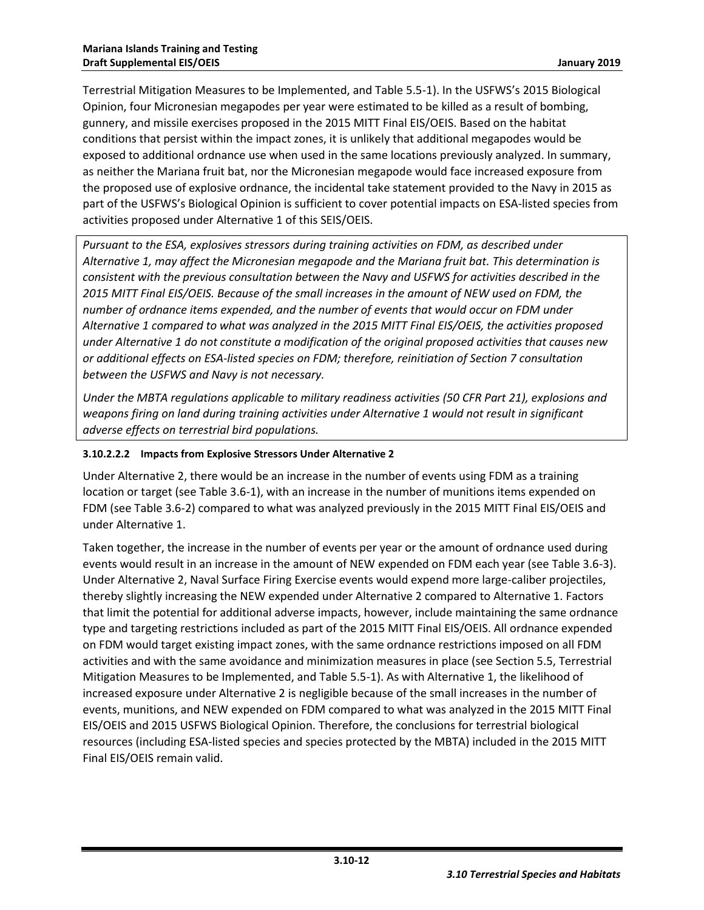Terrestrial Mitigation Measures to be Implemented, and Table 5.5-1). In the USFWS's 2015 Biological Opinion, four Micronesian megapodes per year were estimated to be killed as a result of bombing, gunnery, and missile exercises proposed in the 2015 MITT Final EIS/OEIS. Based on the habitat conditions that persist within the impact zones, it is unlikely that additional megapodes would be exposed to additional ordnance use when used in the same locations previously analyzed. In summary, as neither the Mariana fruit bat, nor the Micronesian megapode would face increased exposure from the proposed use of explosive ordnance, the incidental take statement provided to the Navy in 2015 as part of the USFWS's Biological Opinion is sufficient to cover potential impacts on ESA-listed species from activities proposed under Alternative 1 of this SEIS/OEIS.

*Pursuant to the ESA, explosives stressors during training activities on FDM, as described under Alternative 1, may affect the Micronesian megapode and the Mariana fruit bat. This determination is consistent with the previous consultation between the Navy and USFWS for activities described in the 2015 MITT Final EIS/OEIS. Because of the small increases in the amount of NEW used on FDM, the number of ordnance items expended, and the number of events that would occur on FDM under Alternative 1 compared to what was analyzed in the 2015 MITT Final EIS/OEIS, the activities proposed under Alternative 1 do not constitute a modification of the original proposed activities that causes new or additional effects on ESA-listed species on FDM; therefore, reinitiation of Section 7 consultation between the USFWS and Navy is not necessary.*

*Under the MBTA regulations applicable to military readiness activities (50 CFR Part 21), explosions and weapons firing on land during training activities under Alternative 1 would not result in significant adverse effects on terrestrial bird populations.*

#### 3.10.2.2.2 Impacts from Explosive Stressors Under Alternative 2

Under Alternative 2, there would be an increase in the number of events using FDM as a training location or target (see Table 3.6-1), with an increase in the number of munitions items expended on FDM (see Table 3.6-2) compared to what was analyzed previously in the 2015 MITT Final EIS/OEIS and under Alternative 1.

Taken together, the increase in the number of events per year or the amount of ordnance used during events would result in an increase in the amount of NEW expended on FDM each year (see Table 3.6-3). Under Alternative 2, Naval Surface Firing Exercise events would expend more large-caliber projectiles, thereby slightly increasing the NEW expended under Alternative 2 compared to Alternative 1. Factors that limit the potential for additional adverse impacts, however, include maintaining the same ordnance type and targeting restrictions included as part of the 2015 MITT Final EIS/OEIS. All ordnance expended on FDM would target existing impact zones, with the same ordnance restrictions imposed on all FDM activities and with the same avoidance and minimization measures in place (see Section 5.5, Terrestrial Mitigation Measures to be Implemented, and Table 5.5-1). As with Alternative 1, the likelihood of increased exposure under Alternative 2 is negligible because of the small increases in the number of events, munitions, and NEW expended on FDM compared to what was analyzed in the 2015 MITT Final EIS/OEIS and 2015 USFWS Biological Opinion. Therefore, the conclusions for terrestrial biological resources (including ESA-listed species and species protected by the MBTA) included in the 2015 MITT Final EIS/OEIS remain valid.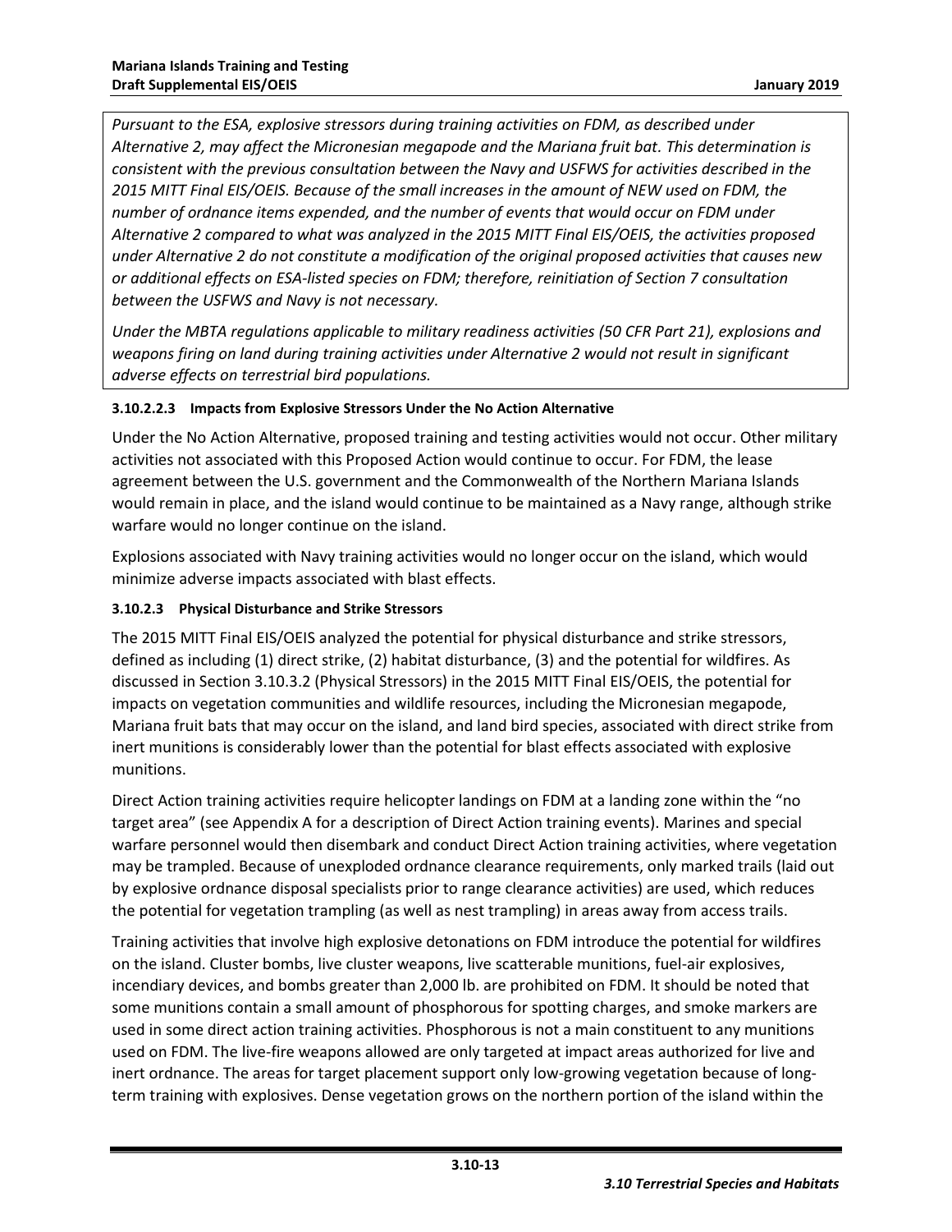*Pursuant to the ESA, explosive stressors during training activities on FDM, as described under Alternative 2, may affect the Micronesian megapode and the Mariana fruit bat. This determination is consistent with the previous consultation between the Navy and USFWS for activities described in the 2015 MITT Final EIS/OEIS. Because of the small increases in the amount of NEW used on FDM, the number of ordnance items expended, and the number of events that would occur on FDM under Alternative 2 compared to what was analyzed in the 2015 MITT Final EIS/OEIS, the activities proposed under Alternative 2 do not constitute a modification of the original proposed activities that causes new or additional effects on ESA-listed species on FDM; therefore, reinitiation of Section 7 consultation between the USFWS and Navy is not necessary.*

*Under the MBTA regulations applicable to military readiness activities (50 CFR Part 21), explosions and weapons firing on land during training activities under Alternative 2 would not result in significant adverse effects on terrestrial bird populations.*

#### 3.10.2.2.3 Impacts from Explosive Stressors Under the No Action Alternative

Under the No Action Alternative, proposed training and testing activities would not occur. Other military activities not associated with this Proposed Action would continue to occur. For FDM, the lease agreement between the U.S. government and the Commonwealth of the Northern Mariana Islands would remain in place, and the island would continue to be maintained as a Navy range, although strike warfare would no longer continue on the island.

Explosions associated with Navy training activities would no longer occur on the island, which would minimize adverse impacts associated with blast effects.

### 3.10.2.3 Physical Disturbance and Strike Stressors

The 2015 MITT Final EIS/OEIS analyzed the potential for physical disturbance and strike stressors, defined as including (1) direct strike, (2) habitat disturbance, (3) and the potential for wildfires. As discussed in Section 3.10.3.2 (Physical Stressors) in the 2015 MITT Final EIS/OEIS, the potential for impacts on vegetation communities and wildlife resources, including the Micronesian megapode, Mariana fruit bats that may occur on the island, and land bird species, associated with direct strike from inert munitions is considerably lower than the potential for blast effects associated with explosive munitions.

Direct Action training activities require helicopter landings on FDM at a landing zone within the "no target area" (see Appendix A for a description of Direct Action training events). Marines and special warfare personnel would then disembark and conduct Direct Action training activities, where vegetation may be trampled. Because of unexploded ordnance clearance requirements, only marked trails (laid out by explosive ordnance disposal specialists prior to range clearance activities) are used, which reduces the potential for vegetation trampling (as well as nest trampling) in areas away from access trails.

Training activities that involve high explosive detonations on FDM introduce the potential for wildfires on the island. Cluster bombs, live cluster weapons, live scatterable munitions, fuel-air explosives, incendiary devices, and bombs greater than 2,000 lb. are prohibited on FDM. It should be noted that some munitions contain a small amount of phosphorous for spotting charges, and smoke markers are used in some direct action training activities. Phosphorous is not a main constituent to any munitions used on FDM. The live-fire weapons allowed are only targeted at impact areas authorized for live and inert ordnance. The areas for target placement support only low-growing vegetation because of long-term training with explosives. Dense vegetation grows on the northern portion of the island within the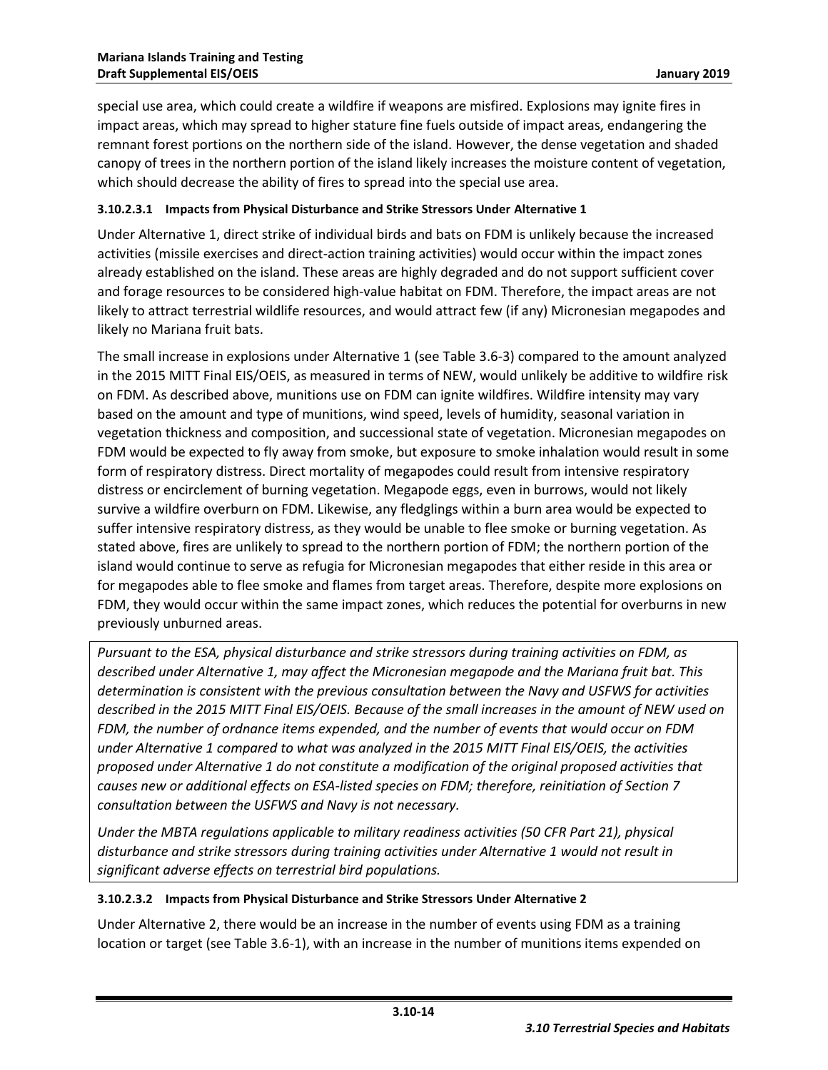special use area, which could create a wildfire if weapons are misfired. Explosions may ignite fires in impact areas, which may spread to higher stature fine fuels outside of impact areas, endangering the remnant forest portions on the northern side of the island. However, the dense vegetation and shaded canopy of trees in the northern portion of the island likely increases the moisture content of vegetation, which should decrease the ability of fires to spread into the special use area.

#### 3.10.2.3.1 Impacts from Physical Disturbance and Strike Stressors Under Alternative 1

Under Alternative 1, direct strike of individual birds and bats on FDM is unlikely because the increased activities (missile exercises and direct-action training activities) would occur within the impact zones already established on the island. These areas are highly degraded and do not support sufficient cover and forage resources to be considered high-value habitat on FDM. Therefore, the impact areas are not likely to attract terrestrial wildlife resources, and would attract few (if any) Micronesian megapodes and likely no Mariana fruit bats.

The small increase in explosions under Alternative 1 (see Table 3.6-3) compared to the amount analyzed in the 2015 MITT Final EIS/OEIS, as measured in terms of NEW, would unlikely be additive to wildfire risk on FDM. As described above, munitions use on FDM can ignite wildfires. Wildfire intensity may vary based on the amount and type of munitions, wind speed, levels of humidity, seasonal variation in vegetation thickness and composition, and successional state of vegetation. Micronesian megapodes on FDM would be expected to fly away from smoke, but exposure to smoke inhalation would result in some form of respiratory distress. Direct mortality of megapodes could result from intensive respiratory distress or encirclement of burning vegetation. Megapode eggs, even in burrows, would not likely survive a wildfire overburn on FDM. Likewise, any fledglings within a burn area would be expected to suffer intensive respiratory distress, as they would be unable to flee smoke or burning vegetation. As stated above, fires are unlikely to spread to the northern portion of FDM; the northern portion of the island would continue to serve as refugia for Micronesian megapodes that either reside in this area or for megapodes able to flee smoke and flames from target areas. Therefore, despite more explosions on FDM, they would occur within the same impact zones, which reduces the potential for overburns in new previously unburned areas.

*Pursuant to the ESA, physical disturbance and strike stressors during training activities on FDM, as described under Alternative 1, may affect the Micronesian megapode and the Mariana fruit bat. This determination is consistent with the previous consultation between the Navy and USFWS for activities described in the 2015 MITT Final EIS/OEIS. Because of the small increases in the amount of NEW used on FDM, the number of ordnance items expended, and the number of events that would occur on FDM under Alternative 1 compared to what was analyzed in the 2015 MITT Final EIS/OEIS, the activities proposed under Alternative 1 do not constitute a modification of the original proposed activities that causes new or additional effects on ESA-listed species on FDM; therefore, reinitiation of Section 7 consultation between the USFWS and Navy is not necessary.*

*Under the MBTA regulations applicable to military readiness activities (50 CFR Part 21), physical disturbance and strike stressors during training activities under Alternative 1 would not result in significant adverse effects on terrestrial bird populations.*

#### 3.10.2.3.2 Impacts from Physical Disturbance and Strike Stressors Under Alternative 2

Under Alternative 2, there would be an increase in the number of events using FDM as a training location or target (see Table 3.6-1), with an increase in the number of munitions items expended on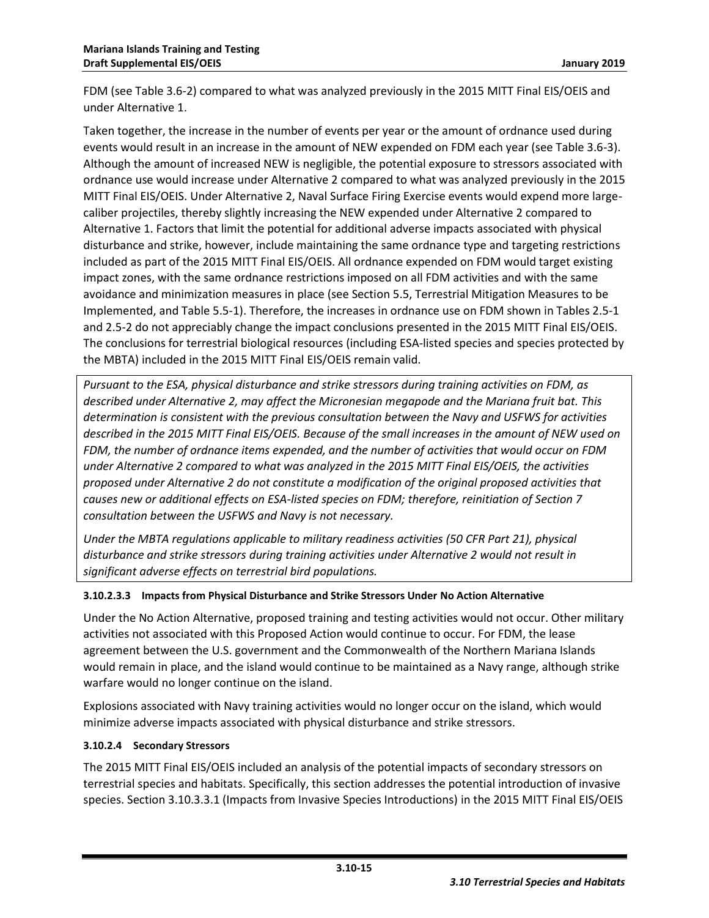FDM (see Table 3.6-2) compared to what was analyzed previously in the 2015 MITT Final EIS/OEIS and under Alternative 1.

Taken together, the increase in the number of events per year or the amount of ordnance used during events would result in an increase in the amount of NEW expended on FDM each year (see Table 3.6-3). Although the amount of increased NEW is negligible, the potential exposure to stressors associated with ordnance use would increase under Alternative 2 compared to what was analyzed previously in the 2015 MITT Final EIS/OEIS. Under Alternative 2, Naval Surface Firing Exercise events would expend more large-caliber projectiles, thereby slightly increasing the NEW expended under Alternative 2 compared to Alternative 1. Factors that limit the potential for additional adverse impacts associated with physical disturbance and strike, however, include maintaining the same ordnance type and targeting restrictions included as part of the 2015 MITT Final EIS/OEIS. All ordnance expended on FDM would target existing impact zones, with the same ordnance restrictions imposed on all FDM activities and with the same avoidance and minimization measures in place (see Section 5.5, Terrestrial Mitigation Measures to be Implemented, and Table 5.5-1). Therefore, the increases in ordnance use on FDM shown in Tables 2.5-1 and 2.5-2 do not appreciably change the impact conclusions presented in the 2015 MITT Final EIS/OEIS. The conclusions for terrestrial biological resources (including ESA-listed species and species protected by the MBTA) included in the 2015 MITT Final EIS/OEIS remain valid.

*Pursuant to the ESA, physical disturbance and strike stressors during training activities on FDM, as described under Alternative 2, may affect the Micronesian megapode and the Mariana fruit bat. This determination is consistent with the previous consultation between the Navy and USFWS for activities described in the 2015 MITT Final EIS/OEIS. Because of the small increases in the amount of NEW used on FDM, the number of ordnance items expended, and the number of activities that would occur on FDM under Alternative 2 compared to what was analyzed in the 2015 MITT Final EIS/OEIS, the activities proposed under Alternative 2 do not constitute a modification of the original proposed activities that causes new or additional effects on ESA-listed species on FDM; therefore, reinitiation of Section 7 consultation between the USFWS and Navy is not necessary.*

*Under the MBTA regulations applicable to military readiness activities (50 CFR Part 21), physical disturbance and strike stressors during training activities under Alternative 2 would not result in significant adverse effects on terrestrial bird populations.*

#### 3.10.2.3.3 Impacts from Physical Disturbance and Strike Stressors Under No Action Alternative

Under the No Action Alternative, proposed training and testing activities would not occur. Other military activities not associated with this Proposed Action would continue to occur. For FDM, the lease agreement between the U.S. government and the Commonwealth of the Northern Mariana Islands would remain in place, and the island would continue to be maintained as a Navy range, although strike warfare would no longer continue on the island.

Explosions associated with Navy training activities would no longer occur on the island, which would minimize adverse impacts associated with physical disturbance and strike stressors.

### 3.10.2.4 Secondary Stressors

The 2015 MITT Final EIS/OEIS included an analysis of the potential impacts of secondary stressors on terrestrial species and habitats. Specifically, this section addresses the potential introduction of invasive species. Section 3.10.3.3.1 (Impacts from Invasive Species Introductions) in the 2015 MITT Final EIS/OEIS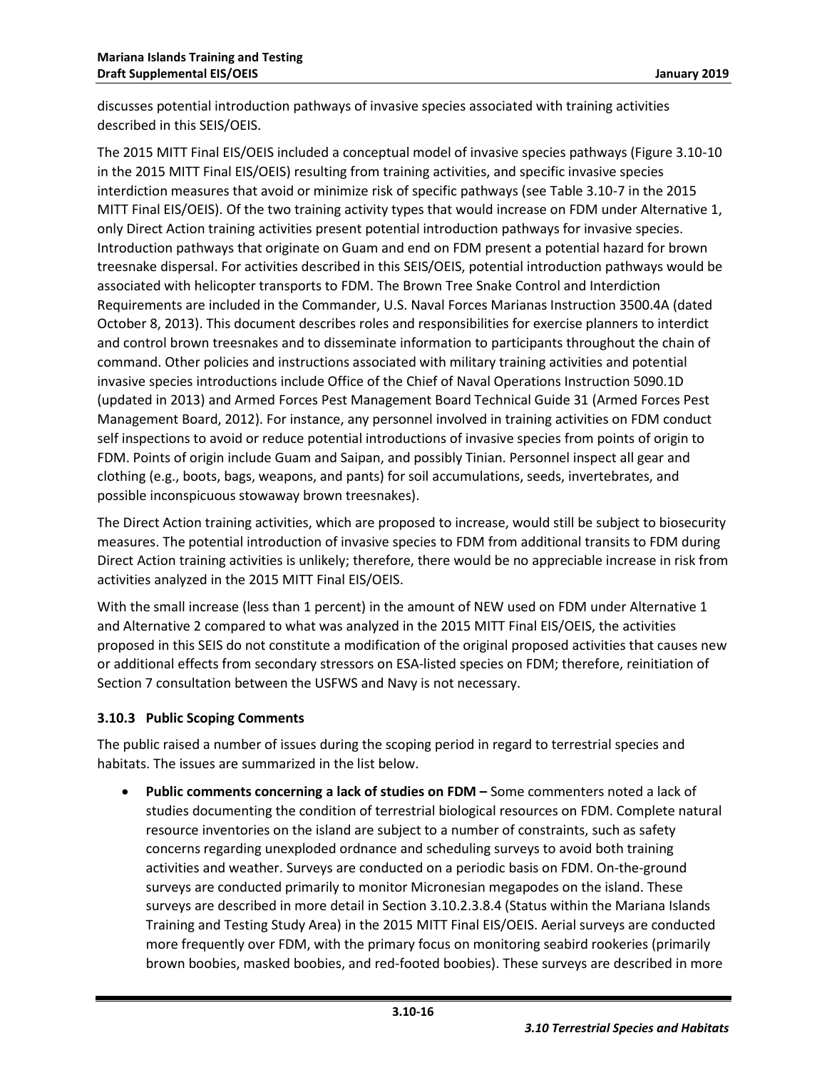discusses potential introduction pathways of invasive species associated with training activities described in this SEIS/OEIS.

The 2015 MITT Final EIS/OEIS included a conceptual model of invasive species pathways (Figure 3.10-10 in the 2015 MITT Final EIS/OEIS) resulting from training activities, and specific invasive species interdiction measures that avoid or minimize risk of specific pathways (see Table 3.10-7 in the 2015 MITT Final EIS/OEIS). Of the two training activity types that would increase on FDM under Alternative 1, only Direct Action training activities present potential introduction pathways for invasive species. Introduction pathways that originate on Guam and end on FDM present a potential hazard for brown treesnake dispersal. For activities described in this SEIS/OEIS, potential introduction pathways would be associated with helicopter transports to FDM. The Brown Tree Snake Control and Interdiction Requirements are included in the Commander, U.S. Naval Forces Marianas Instruction 3500.4A (dated October 8, 2013). This document describes roles and responsibilities for exercise planners to interdict and control brown treesnakes and to disseminate information to participants throughout the chain of command. Other policies and instructions associated with military training activities and potential invasive species introductions include Office of the Chief of Naval Operations Instruction 5090.1D (updated in 2013) and Armed Forces Pest Management Board Technical Guide 31 (Armed Forces Pest Management Board, 2012). For instance, any personnel involved in training activities on FDM conduct self inspections to avoid or reduce potential introductions of invasive species from points of origin to FDM. Points of origin include Guam and Saipan, and possibly Tinian. Personnel inspect all gear and clothing (e.g., boots, bags, weapons, and pants) for soil accumulations, seeds, invertebrates, and possible inconspicuous stowaway brown treesnakes).

The Direct Action training activities, which are proposed to increase, would still be subject to biosecurity measures. The potential introduction of invasive species to FDM from additional transits to FDM during Direct Action training activities is unlikely; therefore, there would be no appreciable increase in risk from activities analyzed in the 2015 MITT Final EIS/OEIS.

With the small increase (less than 1 percent) in the amount of NEW used on FDM under Alternative 1 and Alternative 2 compared to what was analyzed in the 2015 MITT Final EIS/OEIS, the activities proposed in this SEIS do not constitute a modification of the original proposed activities that causes new or additional effects from secondary stressors on ESA-listed species on FDM; therefore, reinitiation of Section 7 consultation between the USFWS and Navy is not necessary.

### 3.10.3 Public Scoping Comments

The public raised a number of issues during the scoping period in regard to terrestrial species and habitats. The issues are summarized in the list below.

- **Public comments concerning a lack of studies on FDM –** Some commenters noted a lack of studies documenting the condition of terrestrial biological resources on FDM. Complete natural resource inventories on the island are subject to a number of constraints, such as safety concerns regarding unexploded ordnance and scheduling surveys to avoid both training activities and weather. Surveys are conducted on a periodic basis on FDM. On-the-ground surveys are conducted primarily to monitor Micronesian megapodes on the island. These surveys are described in more detail in Section 3.10.2.3.8.4 (Status within the Mariana Islands Training and Testing Study Area) in the 2015 MITT Final EIS/OEIS. Aerial surveys are conducted more frequently over FDM, with the primary focus on monitoring seabird rookeries (primarily brown boobies, masked boobies, and red-footed boobies). These surveys are described in more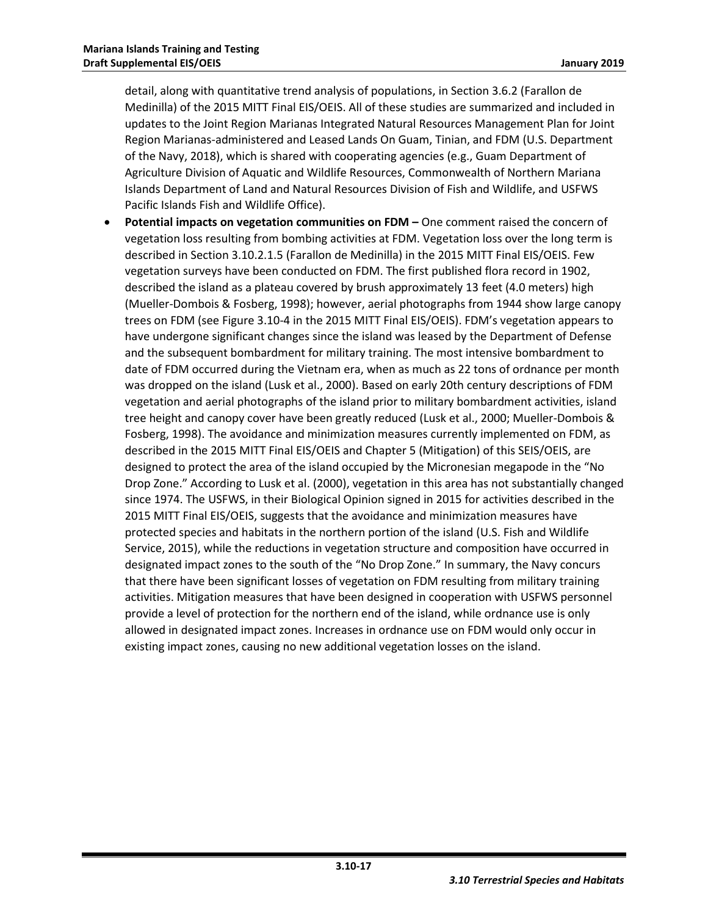detail, along with quantitative trend analysis of populations, in Section 3.6.2 (Farallon de Medinilla) of the 2015 MITT Final EIS/OEIS. All of these studies are summarized and included in updates to the Joint Region Marianas Integrated Natural Resources Management Plan for Joint Region Marianas-administered and Leased Lands On Guam, Tinian, and FDM (U.S. Department of the Navy, 2018), which is shared with cooperating agencies (e.g., Guam Department of Agriculture Division of Aquatic and Wildlife Resources, Commonwealth of Northern Mariana Islands Department of Land and Natural Resources Division of Fish and Wildlife, and USFWS Pacific Islands Fish and Wildlife Office).

- **Potential impacts on vegetation communities on FDM –** One comment raised the concern of vegetation loss resulting from bombing activities at FDM. Vegetation loss over the long term is described in Section 3.10.2.1.5 (Farallon de Medinilla) in the 2015 MITT Final EIS/OEIS. Few vegetation surveys have been conducted on FDM. The first published flora record in 1902, described the island as a plateau covered by brush approximately 13 feet (4.0 meters) high (Mueller-Dombois & Fosberg, 1998); however, aerial photographs from 1944 show large canopy trees on FDM (see Figure 3.10-4 in the 2015 MITT Final EIS/OEIS). FDM's vegetation appears to have undergone significant changes since the island was leased by the Department of Defense and the subsequent bombardment for military training. The most intensive bombardment to date of FDM occurred during the Vietnam era, when as much as 22 tons of ordnance per month was dropped on the island (Lusk et al., 2000). Based on early 20th century descriptions of FDM vegetation and aerial photographs of the island prior to military bombardment activities, island tree height and canopy cover have been greatly reduced (Lusk et al., 2000; Mueller-Dombois & Fosberg, 1998). The avoidance and minimization measures currently implemented on FDM, as described in the 2015 MITT Final EIS/OEIS and Chapter 5 (Mitigation) of this SEIS/OEIS, are designed to protect the area of the island occupied by the Micronesian megapode in the "No Drop Zone." According to Lusk et al. (2000), vegetation in this area has not substantially changed since 1974. The USFWS, in their Biological Opinion signed in 2015 for activities described in the 2015 MITT Final EIS/OEIS, suggests that the avoidance and minimization measures have protected species and habitats in the northern portion of the island (U.S. Fish and Wildlife Service, 2015), while the reductions in vegetation structure and composition have occurred in designated impact zones to the south of the "No Drop Zone." In summary, the Navy concurs that there have been significant losses of vegetation on FDM resulting from military training activities. Mitigation measures that have been designed in cooperation with USFWS personnel provide a level of protection for the northern end of the island, while ordnance use is only allowed in designated impact zones. Increases in ordnance use on FDM would only occur in existing impact zones, causing no new additional vegetation losses on the island.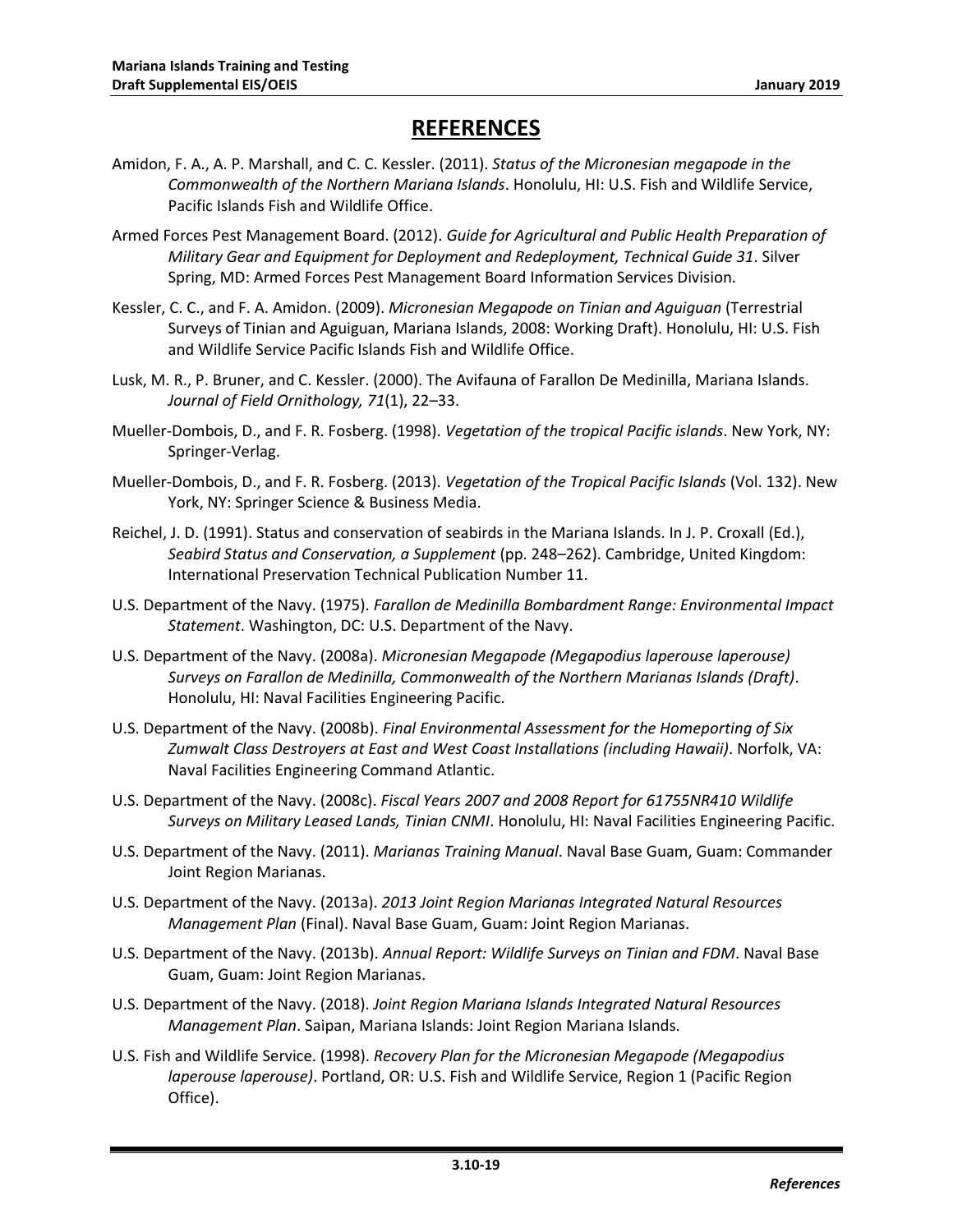# REFERENCES

Amidon, F. A., A. P. Marshall, and C. C. Kessler. (2011). *Status of the Micronesian megapode in the Commonwealth of the Northern Mariana Islands*. Honolulu, HI: U.S. Fish and Wildlife Service, Pacific Islands Fish and Wildlife Office.

Armed Forces Pest Management Board. (2012). *Guide for Agricultural and Public Health Preparation of Military Gear and Equipment for Deployment and Redeployment, Technical Guide 31*. Silver Spring, MD: Armed Forces Pest Management Board Information Services Division.

Kessler, C. C., and F. A. Amidon. (2009). *Micronesian Megapode on Tinian and Aguiguan* (Terrestrial Surveys of Tinian and Aguiguan, Mariana Islands, 2008: Working Draft). Honolulu, HI: U.S. Fish and Wildlife Service Pacific Islands Fish and Wildlife Office.

Lusk, M. R., P. Bruner, and C. Kessler. (2000). The Avifauna of Farallon De Medinilla, Mariana Islands. *Journal of Field Ornithology, 71*(1), 22–33.

Mueller-Dombois, D., and F. R. Fosberg. (1998). *Vegetation of the tropical Pacific islands*. New York, NY: Springer-Verlag.

Mueller-Dombois, D., and F. R. Fosberg. (2013). *Vegetation of the Tropical Pacific Islands* (Vol. 132). New York, NY: Springer Science & Business Media.

Reichel, J. D. (1991). Status and conservation of seabirds in the Mariana Islands. In J. P. Croxall (Ed.), *Seabird Status and Conservation, a Supplement* (pp. 248–262). Cambridge, United Kingdom: International Preservation Technical Publication Number 11.

U.S. Department of the Navy. (1975). *Farallon de Medinilla Bombardment Range: Environmental Impact Statement*. Washington, DC: U.S. Department of the Navy.

U.S. Department of the Navy. (2008a). *Micronesian Megapode (Megapodius laperouse laperouse) Surveys on Farallon de Medinilla, Commonwealth of the Northern Marianas Islands (Draft)*. Honolulu, HI: Naval Facilities Engineering Pacific.

U.S. Department of the Navy. (2008b). *Final Environmental Assessment for the Homeporting of Six Zumwalt Class Destroyers at East and West Coast Installations (including Hawaii)*. Norfolk, VA: Naval Facilities Engineering Command Atlantic.

U.S. Department of the Navy. (2008c). *Fiscal Years 2007 and 2008 Report for 61755NR410 Wildlife Surveys on Military Leased Lands, Tinian CNMI*. Honolulu, HI: Naval Facilities Engineering Pacific.

U.S. Department of the Navy. (2011). *Marianas Training Manual*. Naval Base Guam, Guam: Commander Joint Region Marianas.

U.S. Department of the Navy. (2013a). *2013 Joint Region Marianas Integrated Natural Resources Management Plan* (Final). Naval Base Guam, Guam: Joint Region Marianas.

U.S. Department of the Navy. (2013b). *Annual Report: Wildlife Surveys on Tinian and FDM*. Naval Base Guam, Guam: Joint Region Marianas.

U.S. Department of the Navy. (2018). *Joint Region Mariana Islands Integrated Natural Resources Management Plan*. Saipan, Mariana Islands: Joint Region Mariana Islands.

U.S. Fish and Wildlife Service. (1998). *Recovery Plan for the Micronesian Megapode (Megapodius laperouse laperouse)*. Portland, OR: U.S. Fish and Wildlife Service, Region 1 (Pacific Region Office).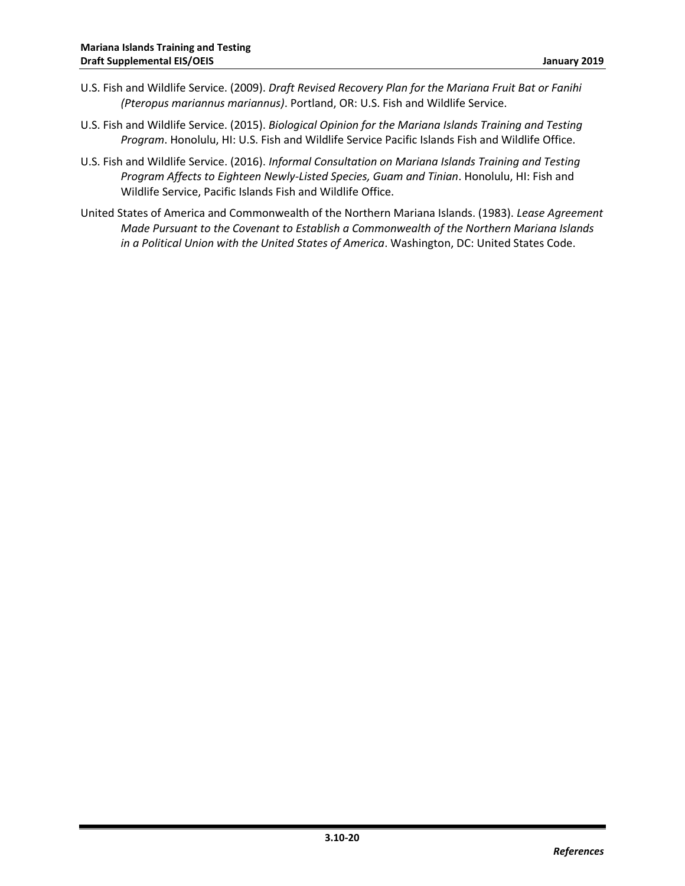U.S. Fish and Wildlife Service. (2009). *Draft Revised Recovery Plan for the Mariana Fruit Bat or Fanihi (Pteropus mariannus mariannus)*. Portland, OR: U.S. Fish and Wildlife Service.

U.S. Fish and Wildlife Service. (2015). *Biological Opinion for the Mariana Islands Training and Testing Program*. Honolulu, HI: U.S. Fish and Wildlife Service Pacific Islands Fish and Wildlife Office.

U.S. Fish and Wildlife Service. (2016). *Informal Consultation on Mariana Islands Training and Testing Program Affects to Eighteen Newly-Listed Species, Guam and Tinian*. Honolulu, HI: Fish and Wildlife Service, Pacific Islands Fish and Wildlife Office.

United States of America and Commonwealth of the Northern Mariana Islands. (1983). *Lease Agreement Made Pursuant to the Covenant to Establish a Commonwealth of the Northern Mariana Islands in a Political Union with the United States of America*. Washington, DC: United States Code.